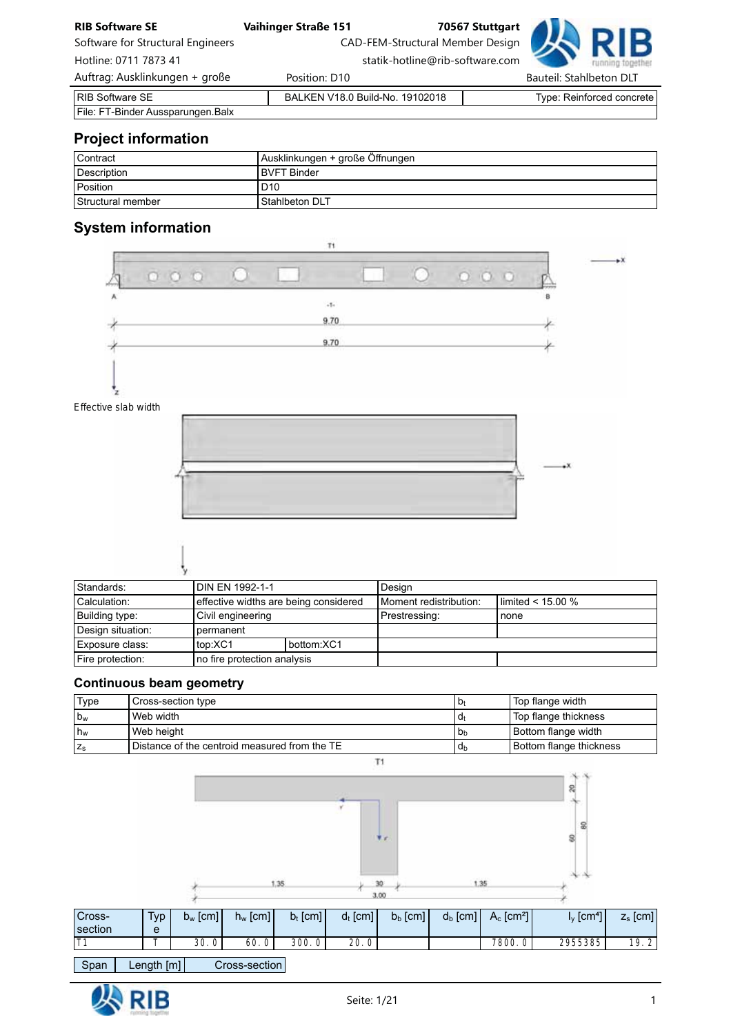| RIB Software SE | BALKEN V18.0 Build-No. 19102018 | Type: Reinforced concrete |
|---|---|---|
| File: FT-Binder Aussparungen.Balx | | |

## Project information

| Contract | Ausklinkungen + große Öffnungen |
|---|---|
| Description | BVFT Binder |
| Position | D10 |
| Structural member | Stahlbeton DLT |

## System information

Effective slab width

| Standards: | DIN EN 1992-1-1 | | Design | |
|---|---|---|---|---|
| Calculation: | effective widths are being considered | | Moment redistribution: | limited < 15.00 % |
| Building type: | Civil engineering | | Prestressing: | none |
| Design situation: | permanent | | | |
| Exposure class: | top:XC1 | bottom:XC1 | | |
| Fire protection: | no fire protection analysis | | | |

## Continuous beam geometry

| Type | Cross-section type | $b_t$ | Top flange width |
|---|---|---|---|
| $b_w$ | Web width | $d_t$ | Top flange thickness |
| $h_w$ | Web height | $b_b$ | Bottom flange width |
| $z_s$ | Distance of the centroid measured from the TE | $d_b$ | Bottom flange thickness |

| Cross-section | Type | $b_w$ [cm] | $h_w$ [cm] | $b_t$ [cm] | $d_t$ [cm] | $b_b$ [cm] | $d_b$ [cm] | $A_c$ [cm²] | $I_y$ [cm⁴] | $z_s$ [cm] |
|---|---|---|---|---|---|---|---|---|---|---|
| T1 | T | 30.0 | 60.0 | 300.0 | 20.0 | | | 7800.0 | 2955385 | 19.2 |

| Span | Length [m] | Cross-section |
|---|---|---|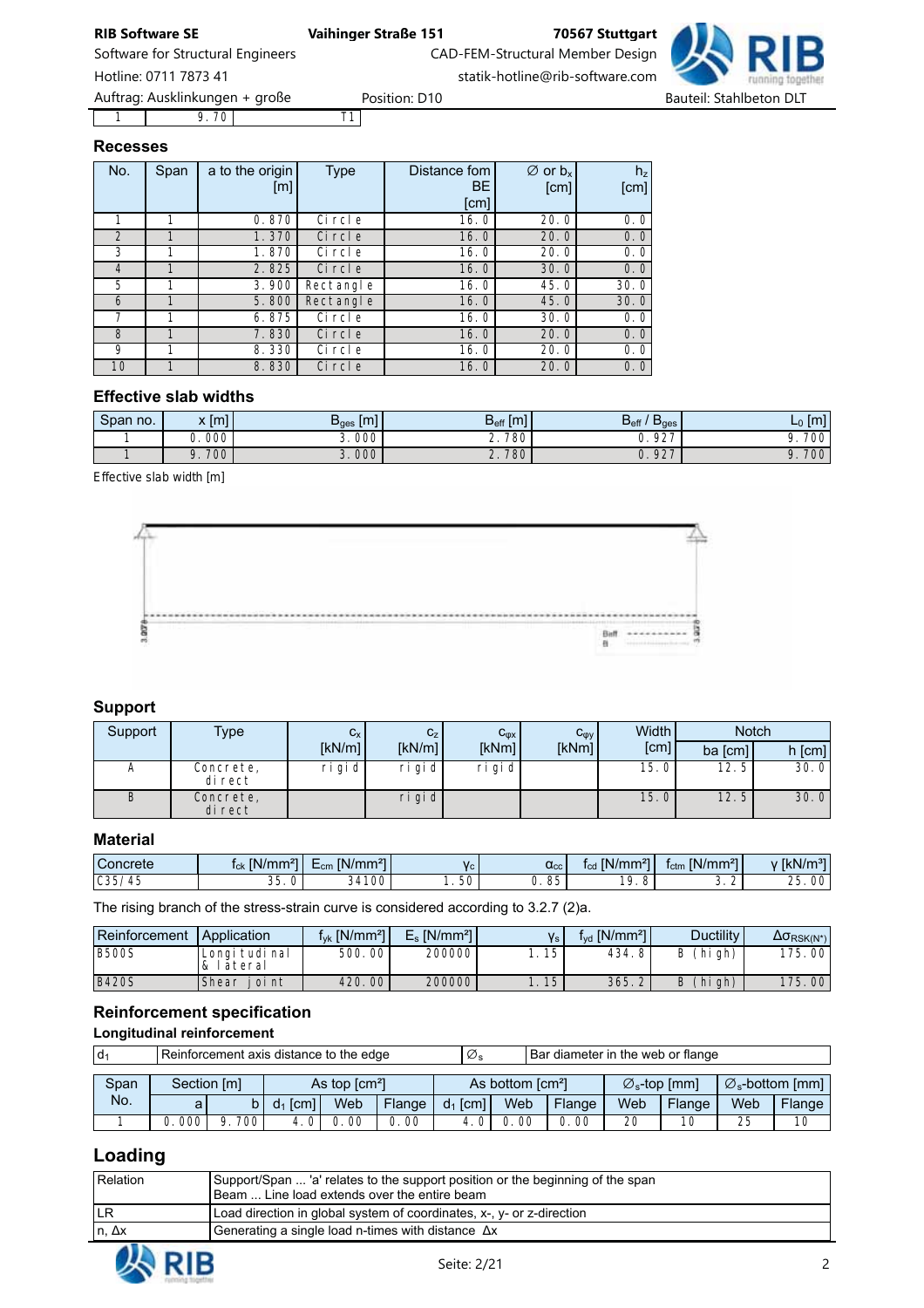### Recesses

| No. | Span | a to the origin [m] | Type | Distance fom BE [cm] | ∅ or $b_x$ [cm] | $h_z$ [cm] |
|---|---|---|---|---|---|---|
| 1 | 1 | 0.870 | Circle | 16.0 | 20.0 | 0.0 |
| 2 | 1 | 1.370 | Circle | 16.0 | 20.0 | 0.0 |
| 3 | 1 | 1.870 | Circle | 16.0 | 20.0 | 0.0 |
| 4 | 1 | 2.825 | Circle | 16.0 | 30.0 | 0.0 |
| 5 | 1 | 3.900 | Rectangle | 16.0 | 45.0 | 30.0 |
| 6 | 1 | 5.800 | Rectangle | 16.0 | 45.0 | 30.0 |
| 7 | 1 | 6.875 | Circle | 16.0 | 30.0 | 0.0 |
| 8 | 1 | 7.830 | Circle | 16.0 | 20.0 | 0.0 |
| 9 | 1 | 8.330 | Circle | 16.0 | 20.0 | 0.0 |
| 10 | 1 | 8.830 | Circle | 16.0 | 20.0 | 0.0 |

### Effective slab widths

| Span no. | x [m] | $B_{ges}$ [m] | $B_{eff}$ [m] | $B_{eff}$ / $B_{ges}$ | $L_0$ [m] |
|---|---|---|---|---|---|
| 1 | 0.000 | 3.000 | 2.780 | 0.927 | 9.700 |
| 1 | 9.700 | 3.000 | 2.780 | 0.927 | 9.700 |

Effective slab width [m]

### Support

| Support | Type | $c_x$ [kN/m] | $c_z$ [kN/m] | $c_{\varphi x}$ [kNm] | $c_{\varphi y}$ [kNm] | Width [cm] | Notch ba [cm] | Notch h [cm] |
|---|---|---|---|---|---|---|---|---|
| A | Concrete, direct | rigid | rigid | rigid | | 15.0 | 12.5 | 30.0 |
| B | Concrete, direct | | rigid | | | 15.0 | 12.5 | 30.0 |

### Material

| Concrete | $f_{ck}$ [N/mm²] | $E_{cm}$ [N/mm²] | $\gamma_c$ | $\alpha_{cc}$ | $f_{cd}$ [N/mm²] | $f_{ctm}$ [N/mm²] | γ [kN/m³] |
|---|---|---|---|---|---|---|---|
| C35/45 | 35.0 | 34100 | 1.50 | 0.85 | 19.8 | 3.2 | 25.00 |

The rising branch of the stress-strain curve is considered according to 3.2.7 (2)a.

| Reinforcement | Application | $f_{yk}$ [N/mm²] | $E_s$ [N/mm²] | $\gamma_s$ | $f_{yd}$ [N/mm²] | Ductility | $\Delta\sigma_{RSK(N^*)}$ |
|---|---|---|---|---|---|---|---|
| B500S | Longitudinal & lateral | 500.00 | 200000 | 1.15 | 434.8 | B (high) | 175.00 |
| B420S | Shear joint | 420.00 | 200000 | 1.15 | 365.2 | B (high) | 175.00 |

### Reinforcement specification

#### Longitudinal reinforcement

| $d_1$ | Reinforcement axis distance to the edge | $\varnothing_s$ | Bar diameter in the web or flange |
|---|---|---|---|

| Span No. | Section [m] a | Section [m] b | As top [cm²] $d_1$ [cm] | As top Web | As top Flange | As bottom [cm²] $d_1$ [cm] | As bottom Web | As bottom Flange | $\varnothing_s$-top [mm] Web | $\varnothing_s$-top Flange | $\varnothing_s$-bottom [mm] Web | $\varnothing_s$-bottom Flange |
|---|---|---|---|---|---|---|---|---|---|---|---|---|
| 1 | 0.000 | 9.700 | 4.0 | 0.00 | 0.00 | 4.0 | 0.00 | 0.00 | 20 | 10 | 25 | 10 |

## Loading

| Relation | Support/Span ... 'a' relates to the support position or the beginning of the span<br>Beam ... Line load extends over the entire beam |
|---|---|
| LR | Load direction in global system of coordinates, x-, y- or z-direction |
| n, Δx | Generating a single load n-times with distance Δx |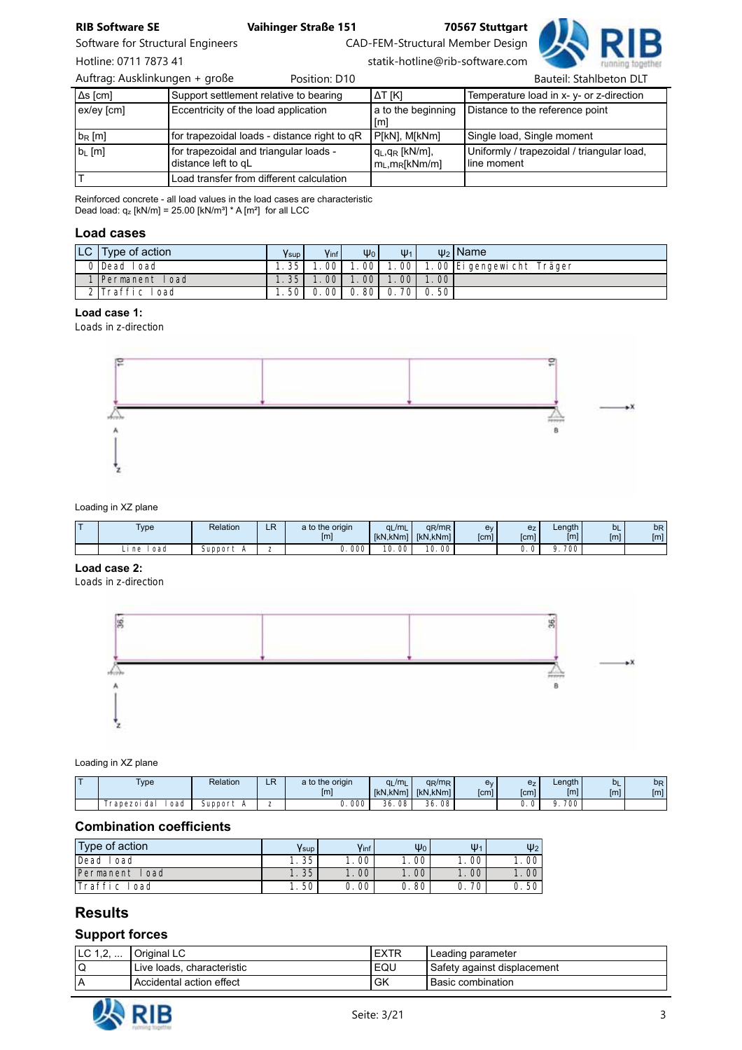| Δs [cm] | Support settlement relative to bearing | ΔT [K] | Temperature load in x- y- or z-direction |
|---|---|---|---|
| ex/ey [cm] | Eccentricity of the load application | a to the beginning [m] | Distance to the reference point |
| $b_R$ [m] | for trapezoidal loads - distance right to qR | P[kN], M[kNm] | Single load, Single moment |
| $b_L$ [m] | for trapezoidal and triangular loads - distance left to qL | $q_L$,$q_R$ [kN/m], $m_L$,$m_R$[kNm/m] | Uniformly / trapezoidal / triangular load, line moment |
| T | Load transfer from different calculation | | |

Reinforced concrete - all load values in the load cases are characteristic
Dead load: $q_z$ [kN/m] = 25.00 [kN/m³] * A [m²] for all LCC

## Load cases

| LC | Type of action | $\gamma_{sup}$ | $\gamma_{inf}$ | $\psi_0$ | $\psi_1$ | $\psi_2$ | Name |
|---|---|---|---|---|---|---|---|
| 0 | Dead load | 1.35 | 1.00 | 1.00 | 1.00 | 1.00 | Eigengewicht Träger |
| 1 | Permanent load | 1.35 | 1.00 | 1.00 | 1.00 | 1.00 | |
| 2 | Traffic load | 1.50 | 0.00 | 0.80 | 0.70 | 0.50 | |

### Load case 1:

Loads in z-direction

Loading in XZ plane

| T | Type | Relation | LR | a to the origin [m] | qL/mL [kN,kNm] | qR/mR [kN,kNm] | ey [cm] | ez [cm] | Length [m] | bL [m] | bR [m] |
|---|---|---|---|---|---|---|---|---|---|---|---|
| | Line load | Support A | z | 0.000 | 10.00 | 10.00 | | 0.0 | 9.700 | | |

### Load case 2:

Loads in z-direction

Loading in XZ plane

| T | Type | Relation | LR | a to the origin [m] | qL/mL [kN,kNm] | qR/mR [kN,kNm] | ey [cm] | ez [cm] | Length [m] | bL [m] | bR [m] |
|---|---|---|---|---|---|---|---|---|---|---|---|
| | Trapezoidal load | Support A | z | 0.000 | 36.08 | 36.08 | | 0.0 | 9.700 | | |

## Combination coefficients

| Type of action | $\gamma_{sup}$ | $\gamma_{inf}$ | $\psi_0$ | $\psi_1$ | $\psi_2$ |
|---|---|---|---|---|---|
| Dead load | 1.35 | 1.00 | 1.00 | 1.00 | 1.00 |
| Permanent load | 1.35 | 1.00 | 1.00 | 1.00 | 1.00 |
| Traffic load | 1.50 | 0.00 | 0.80 | 0.70 | 0.50 |

## Results

### Support forces

| LC 1,2, ... | Original LC | EXTR | Leading parameter |
|---|---|---|---|
| Q | Live loads, characteristic | EQU | Safety against displacement |
| A | Accidental action effect | GK | Basic combination |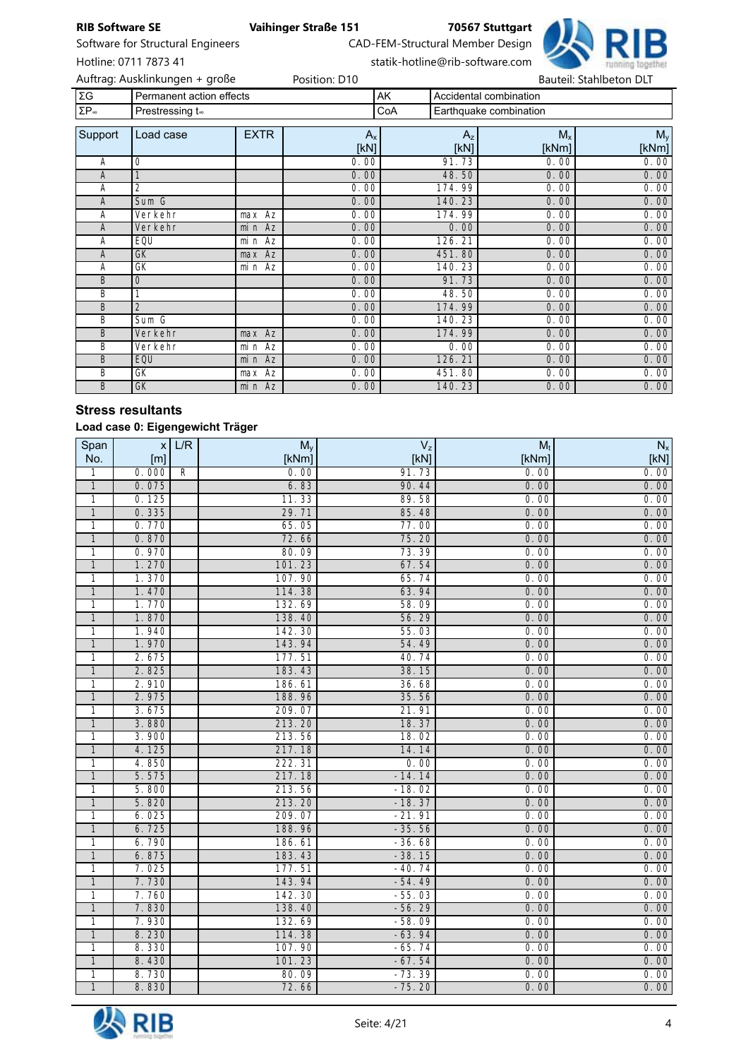| ΣG | Permanent action effects | AK | Accidental combination |
|---|---|---|---|
| $ΣP_∞$ | Prestressing $t_∞$ | CoA | Earthquake combination |

| Support | Load case | EXTR | $A_x$ [kN] | $A_z$ [kN] | $M_x$ [kNm] | $M_y$ [kNm] |
|---|---|---|---|---|---|---|
| A | 0 | | 0.00 | 91.73 | 0.00 | 0.00 |
| A | 1 | | 0.00 | 48.50 | 0.00 | 0.00 |
| A | 2 | | 0.00 | 174.99 | 0.00 | 0.00 |
| A | Sum G | | 0.00 | 140.23 | 0.00 | 0.00 |
| A | Verkehr | max Az | 0.00 | 174.99 | 0.00 | 0.00 |
| A | Verkehr | min Az | 0.00 | 0.00 | 0.00 | 0.00 |
| A | EQU | min Az | 0.00 | 126.21 | 0.00 | 0.00 |
| A | GK | max Az | 0.00 | 451.80 | 0.00 | 0.00 |
| A | GK | min Az | 0.00 | 140.23 | 0.00 | 0.00 |
| B | 0 | | 0.00 | 91.73 | 0.00 | 0.00 |
| B | 1 | | 0.00 | 48.50 | 0.00 | 0.00 |
| B | 2 | | 0.00 | 174.99 | 0.00 | 0.00 |
| B | Sum G | | 0.00 | 140.23 | 0.00 | 0.00 |
| B | Verkehr | max Az | 0.00 | 174.99 | 0.00 | 0.00 |
| B | Verkehr | min Az | 0.00 | 0.00 | 0.00 | 0.00 |
| B | EQU | min Az | 0.00 | 126.21 | 0.00 | 0.00 |
| B | GK | max Az | 0.00 | 451.80 | 0.00 | 0.00 |
| B | GK | min Az | 0.00 | 140.23 | 0.00 | 0.00 |

## Stress resultants

### Load case 0: Eigengewicht Träger

| Span No. | x [m] | L/R | $M_y$ [kNm] | $V_z$ [kN] | $M_t$ [kNm] | $N_x$ [kN] |
|---|---|---|---|---|---|---|
| 1 | 0.000 | R | 0.00 | 91.73 | 0.00 | 0.00 |
| 1 | 0.075 | | 6.83 | 90.44 | 0.00 | 0.00 |
| 1 | 0.125 | | 11.33 | 89.58 | 0.00 | 0.00 |
| 1 | 0.335 | | 29.71 | 85.48 | 0.00 | 0.00 |
| 1 | 0.770 | | 65.05 | 77.00 | 0.00 | 0.00 |
| 1 | 0.870 | | 72.66 | 75.20 | 0.00 | 0.00 |
| 1 | 0.970 | | 80.09 | 73.39 | 0.00 | 0.00 |
| 1 | 1.270 | | 101.23 | 67.54 | 0.00 | 0.00 |
| 1 | 1.370 | | 107.90 | 65.74 | 0.00 | 0.00 |
| 1 | 1.470 | | 114.38 | 63.94 | 0.00 | 0.00 |
| 1 | 1.770 | | 132.69 | 58.09 | 0.00 | 0.00 |
| 1 | 1.870 | | 138.40 | 56.29 | 0.00 | 0.00 |
| 1 | 1.940 | | 142.30 | 55.03 | 0.00 | 0.00 |
| 1 | 1.970 | | 143.94 | 54.49 | 0.00 | 0.00 |
| 1 | 2.675 | | 177.51 | 40.74 | 0.00 | 0.00 |
| 1 | 2.825 | | 183.43 | 38.15 | 0.00 | 0.00 |
| 1 | 2.910 | | 186.61 | 36.68 | 0.00 | 0.00 |
| 1 | 2.975 | | 188.96 | 35.56 | 0.00 | 0.00 |
| 1 | 3.675 | | 209.07 | 21.91 | 0.00 | 0.00 |
| 1 | 3.880 | | 213.20 | 18.37 | 0.00 | 0.00 |
| 1 | 3.900 | | 213.56 | 18.02 | 0.00 | 0.00 |
| 1 | 4.125 | | 217.18 | 14.14 | 0.00 | 0.00 |
| 1 | 4.850 | | 222.31 | 0.00 | 0.00 | 0.00 |
| 1 | 5.575 | | 217.18 | -14.14 | 0.00 | 0.00 |
| 1 | 5.800 | | 213.56 | -18.02 | 0.00 | 0.00 |
| 1 | 5.820 | | 213.20 | -18.37 | 0.00 | 0.00 |
| 1 | 6.025 | | 209.07 | -21.91 | 0.00 | 0.00 |
| 1 | 6.725 | | 188.96 | -35.56 | 0.00 | 0.00 |
| 1 | 6.790 | | 186.61 | -36.68 | 0.00 | 0.00 |
| 1 | 6.875 | | 183.43 | -38.15 | 0.00 | 0.00 |
| 1 | 7.025 | | 177.51 | -40.74 | 0.00 | 0.00 |
| 1 | 7.730 | | 143.94 | -54.49 | 0.00 | 0.00 |
| 1 | 7.760 | | 142.30 | -55.03 | 0.00 | 0.00 |
| 1 | 7.830 | | 138.40 | -56.29 | 0.00 | 0.00 |
| 1 | 7.930 | | 132.69 | -58.09 | 0.00 | 0.00 |
| 1 | 8.230 | | 114.38 | -63.94 | 0.00 | 0.00 |
| 1 | 8.330 | | 107.90 | -65.74 | 0.00 | 0.00 |
| 1 | 8.430 | | 101.23 | -67.54 | 0.00 | 0.00 |
| 1 | 8.730 | | 80.09 | -73.39 | 0.00 | 0.00 |
| 1 | 8.830 | | 72.66 | -75.20 | 0.00 | 0.00 |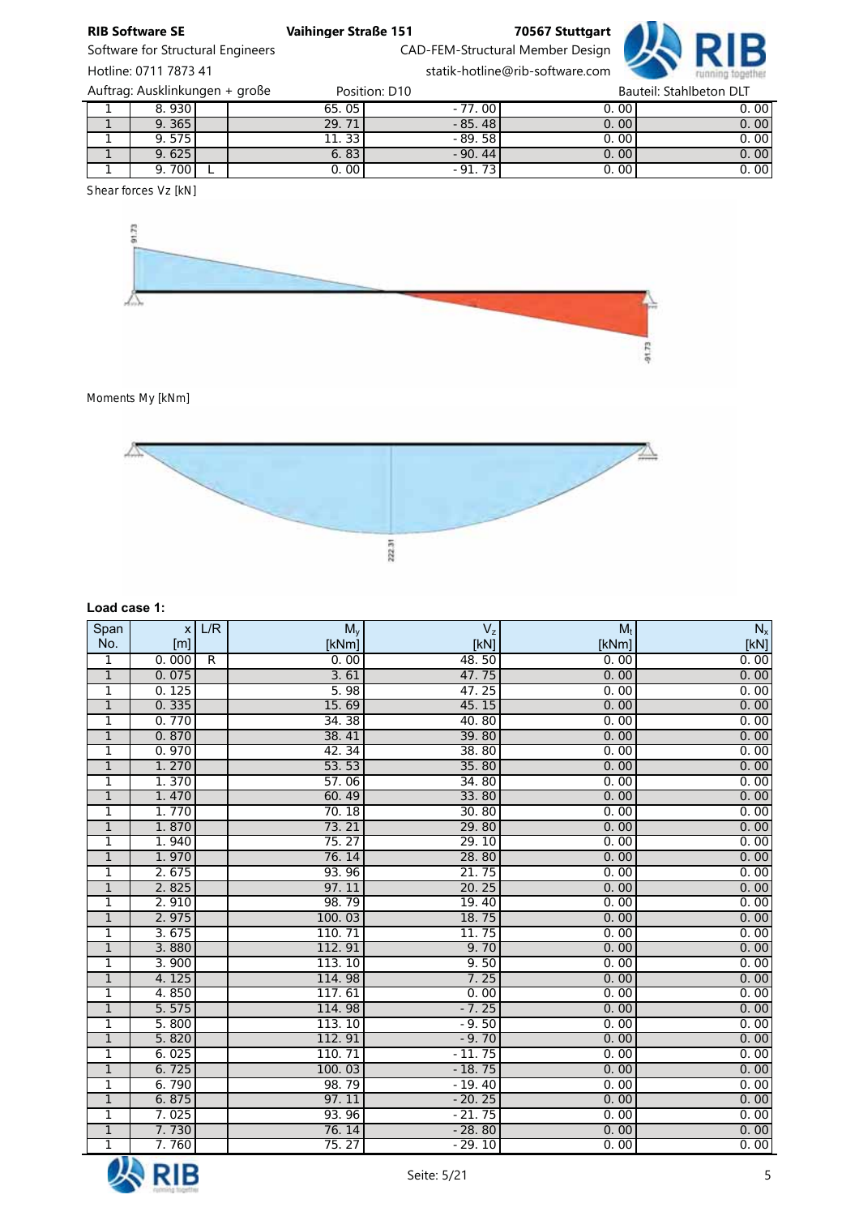| Span No. | x [m] | L/R | $M_y$ [kNm] | $V_z$ [kN] | $M_t$ [kNm] | $N_x$ [kN] |
|---|---|---|---|---|---|---|
| 1 | 8.930 | | 65.05 | -77.00 | 0.00 | 0.00 |
| 1 | 9.365 | | 29.71 | -85.48 | 0.00 | 0.00 |
| 1 | 9.575 | | 11.33 | -89.58 | 0.00 | 0.00 |
| 1 | 9.625 | | 6.83 | -90.44 | 0.00 | 0.00 |
| 1 | 9.700 | L | 0.00 | -91.73 | 0.00 | 0.00 |

Shear forces Vz [kN]

Moments My [kNm]

**Load case 1:**

| Span No. | x [m] | L/R | $M_y$ [kNm] | $V_z$ [kN] | $M_t$ [kNm] | $N_x$ [kN] |
|---|---|---|---|---|---|---|
| 1 | 0.000 | R | 0.00 | 48.50 | 0.00 | 0.00 |
| 1 | 0.075 | | 3.61 | 47.75 | 0.00 | 0.00 |
| 1 | 0.125 | | 5.98 | 47.25 | 0.00 | 0.00 |
| 1 | 0.335 | | 15.69 | 45.15 | 0.00 | 0.00 |
| 1 | 0.770 | | 34.38 | 40.80 | 0.00 | 0.00 |
| 1 | 0.870 | | 38.41 | 39.80 | 0.00 | 0.00 |
| 1 | 0.970 | | 42.34 | 38.80 | 0.00 | 0.00 |
| 1 | 1.270 | | 53.53 | 35.80 | 0.00 | 0.00 |
| 1 | 1.370 | | 57.06 | 34.80 | 0.00 | 0.00 |
| 1 | 1.470 | | 60.49 | 33.80 | 0.00 | 0.00 |
| 1 | 1.770 | | 70.18 | 30.80 | 0.00 | 0.00 |
| 1 | 1.870 | | 73.21 | 29.80 | 0.00 | 0.00 |
| 1 | 1.940 | | 75.27 | 29.10 | 0.00 | 0.00 |
| 1 | 1.970 | | 76.14 | 28.80 | 0.00 | 0.00 |
| 1 | 2.675 | | 93.96 | 21.75 | 0.00 | 0.00 |
| 1 | 2.825 | | 97.11 | 20.25 | 0.00 | 0.00 |
| 1 | 2.910 | | 98.79 | 19.40 | 0.00 | 0.00 |
| 1 | 2.975 | | 100.03 | 18.75 | 0.00 | 0.00 |
| 1 | 3.675 | | 110.71 | 11.75 | 0.00 | 0.00 |
| 1 | 3.880 | | 112.91 | 9.70 | 0.00 | 0.00 |
| 1 | 3.900 | | 113.10 | 9.50 | 0.00 | 0.00 |
| 1 | 4.125 | | 114.98 | 7.25 | 0.00 | 0.00 |
| 1 | 4.850 | | 117.61 | 0.00 | 0.00 | 0.00 |
| 1 | 5.575 | | 114.98 | -7.25 | 0.00 | 0.00 |
| 1 | 5.800 | | 113.10 | -9.50 | 0.00 | 0.00 |
| 1 | 5.820 | | 112.91 | -9.70 | 0.00 | 0.00 |
| 1 | 6.025 | | 110.71 | -11.75 | 0.00 | 0.00 |
| 1 | 6.725 | | 100.03 | -18.75 | 0.00 | 0.00 |
| 1 | 6.790 | | 98.79 | -19.40 | 0.00 | 0.00 |
| 1 | 6.875 | | 97.11 | -20.25 | 0.00 | 0.00 |
| 1 | 7.025 | | 93.96 | -21.75 | 0.00 | 0.00 |
| 1 | 7.730 | | 76.14 | -28.80 | 0.00 | 0.00 |
| 1 | 7.760 | | 75.27 | -29.10 | 0.00 | 0.00 |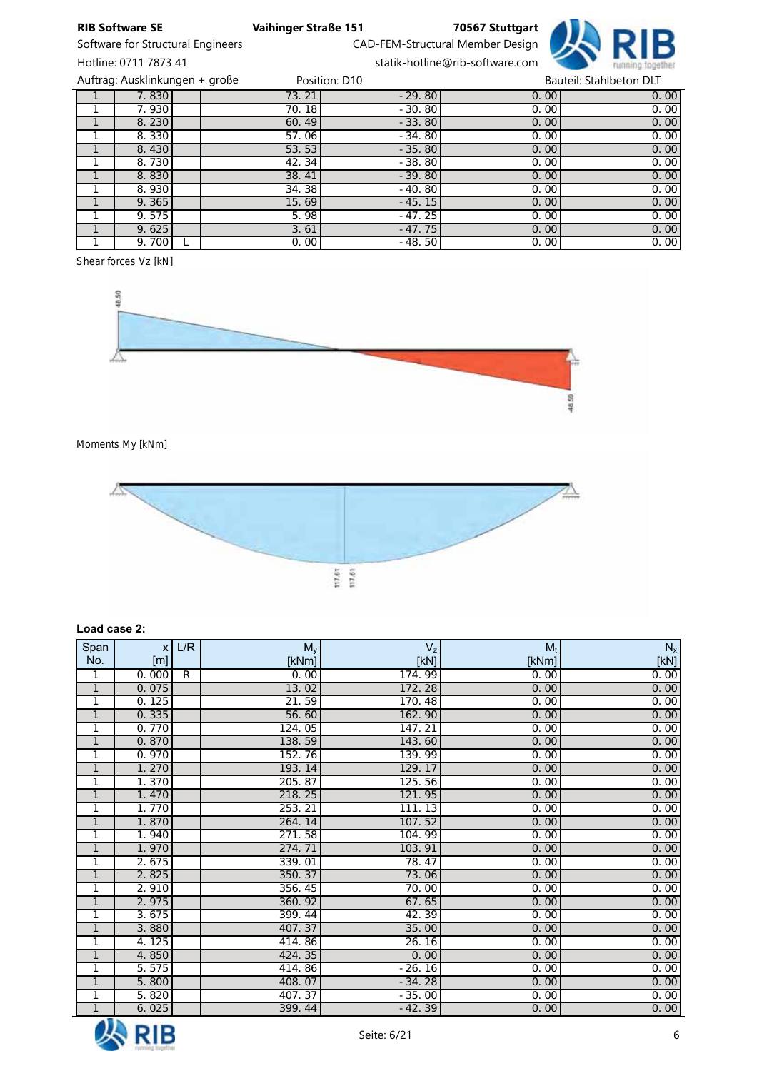| Span No. | x [m] | L/R | $M_y$ [kNm] | $V_z$ [kN] | $M_t$ [kNm] | $N_x$ [kN] |
|---|---|---|---|---|---|---|
| 1 | 7.830 | | 73.21 | -29.80 | 0.00 | 0.00 |
| 1 | 7.930 | | 70.18 | -30.80 | 0.00 | 0.00 |
| 1 | 8.230 | | 60.49 | -33.80 | 0.00 | 0.00 |
| 1 | 8.330 | | 57.06 | -34.80 | 0.00 | 0.00 |
| 1 | 8.430 | | 53.53 | -35.80 | 0.00 | 0.00 |
| 1 | 8.730 | | 42.34 | -38.80 | 0.00 | 0.00 |
| 1 | 8.830 | | 38.41 | -39.80 | 0.00 | 0.00 |
| 1 | 8.930 | | 34.38 | -40.80 | 0.00 | 0.00 |
| 1 | 9.365 | | 15.69 | -45.15 | 0.00 | 0.00 |
| 1 | 9.575 | | 5.98 | -47.25 | 0.00 | 0.00 |
| 1 | 9.625 | | 3.61 | -47.75 | 0.00 | 0.00 |
| 1 | 9.700 | L | 0.00 | -48.50 | 0.00 | 0.00 |

Shear forces Vz [kN]

Moments My [kNm]

**Load case 2:**

| Span No. | x [m] | L/R | $M_y$ [kNm] | $V_z$ [kN] | $M_t$ [kNm] | $N_x$ [kN] |
|---|---|---|---|---|---|---|
| 1 | 0.000 | R | 0.00 | 174.99 | 0.00 | 0.00 |
| 1 | 0.075 | | 13.02 | 172.28 | 0.00 | 0.00 |
| 1 | 0.125 | | 21.59 | 170.48 | 0.00 | 0.00 |
| 1 | 0.335 | | 56.60 | 162.90 | 0.00 | 0.00 |
| 1 | 0.770 | | 124.05 | 147.21 | 0.00 | 0.00 |
| 1 | 0.870 | | 138.59 | 143.60 | 0.00 | 0.00 |
| 1 | 0.970 | | 152.76 | 139.99 | 0.00 | 0.00 |
| 1 | 1.270 | | 193.14 | 129.17 | 0.00 | 0.00 |
| 1 | 1.370 | | 205.87 | 125.56 | 0.00 | 0.00 |
| 1 | 1.470 | | 218.25 | 121.95 | 0.00 | 0.00 |
| 1 | 1.770 | | 253.21 | 111.13 | 0.00 | 0.00 |
| 1 | 1.870 | | 264.14 | 107.52 | 0.00 | 0.00 |
| 1 | 1.940 | | 271.58 | 104.99 | 0.00 | 0.00 |
| 1 | 1.970 | | 274.71 | 103.91 | 0.00 | 0.00 |
| 1 | 2.675 | | 339.01 | 78.47 | 0.00 | 0.00 |
| 1 | 2.825 | | 350.37 | 73.06 | 0.00 | 0.00 |
| 1 | 2.910 | | 356.45 | 70.00 | 0.00 | 0.00 |
| 1 | 2.975 | | 360.92 | 67.65 | 0.00 | 0.00 |
| 1 | 3.675 | | 399.44 | 42.39 | 0.00 | 0.00 |
| 1 | 3.880 | | 407.37 | 35.00 | 0.00 | 0.00 |
| 1 | 4.125 | | 414.86 | 26.16 | 0.00 | 0.00 |
| 1 | 4.850 | | 424.35 | 0.00 | 0.00 | 0.00 |
| 1 | 5.575 | | 414.86 | -26.16 | 0.00 | 0.00 |
| 1 | 5.800 | | 408.07 | -34.28 | 0.00 | 0.00 |
| 1 | 5.820 | | 407.37 | -35.00 | 0.00 | 0.00 |
| 1 | 6.025 | | 399.44 | -42.39 | 0.00 | 0.00 |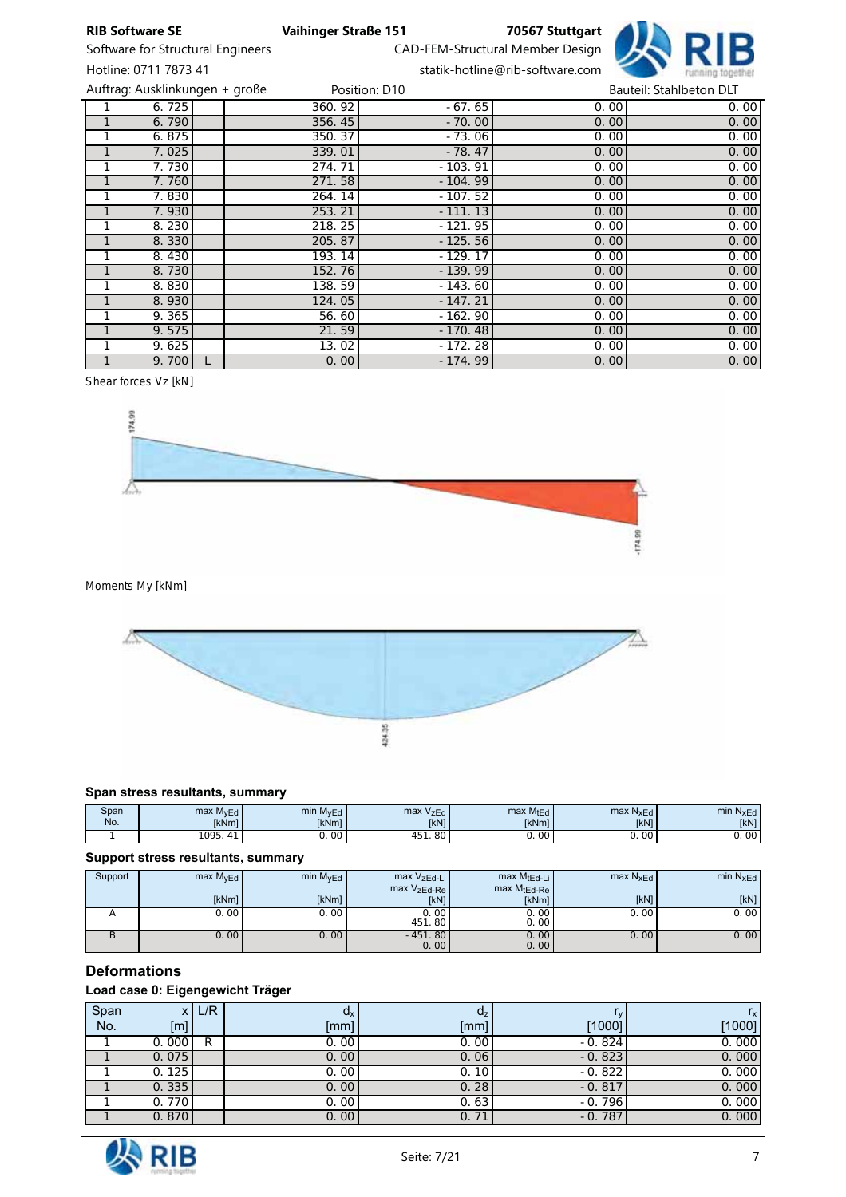| 1 | 6.725 | | 360.92 | -67.65 | 0.00 | 0.00 |
|---|---|---|---|---|---|---|
| 1 | 6.790 | | 356.45 | -70.00 | 0.00 | 0.00 |
| 1 | 6.875 | | 350.37 | -73.06 | 0.00 | 0.00 |
| 1 | 7.025 | | 339.01 | -78.47 | 0.00 | 0.00 |
| 1 | 7.730 | | 274.71 | -103.91 | 0.00 | 0.00 |
| 1 | 7.760 | | 271.58 | -104.99 | 0.00 | 0.00 |
| 1 | 7.830 | | 264.14 | -107.52 | 0.00 | 0.00 |
| 1 | 7.930 | | 253.21 | -111.13 | 0.00 | 0.00 |
| 1 | 8.230 | | 218.25 | -121.95 | 0.00 | 0.00 |
| 1 | 8.330 | | 205.87 | -125.56 | 0.00 | 0.00 |
| 1 | 8.430 | | 193.14 | -129.17 | 0.00 | 0.00 |
| 1 | 8.730 | | 152.76 | -139.99 | 0.00 | 0.00 |
| 1 | 8.830 | | 138.59 | -143.60 | 0.00 | 0.00 |
| 1 | 8.930 | | 124.05 | -147.21 | 0.00 | 0.00 |
| 1 | 9.365 | | 56.60 | -162.90 | 0.00 | 0.00 |
| 1 | 9.575 | | 21.59 | -170.48 | 0.00 | 0.00 |
| 1 | 9.625 | | 13.02 | -172.28 | 0.00 | 0.00 |
| 1 | 9.700 | L | 0.00 | -174.99 | 0.00 | 0.00 |

Shear forces Vz [kN]

174.99

-174.99

Moments My [kNm]

424.35

### Span stress resultants, summary

| Span No. | max $M_{yEd}$ [kNm] | min $M_{yEd}$ [kNm] | max $V_{zEd}$ [kN] | max $M_{tEd}$ [kNm] | max $N_{xEd}$ [kN] | min $N_{xEd}$ [kN] |
|---|---|---|---|---|---|---|
| 1 | 1095.41 | 0.00 | 451.80 | 0.00 | 0.00 | 0.00 |

### Support stress resultants, summary

| Support | max $M_{yEd}$ [kNm] | min $M_{yEd}$ [kNm] | max $V_{zEd-Li}$ / max $V_{zEd-Re}$ [kN] | max $M_{tEd-Li}$ / max $M_{tEd-Re}$ [kNm] | max $N_{xEd}$ [kN] | min $N_{xEd}$ [kN] |
|---|---|---|---|---|---|---|
| A | 0.00 | 0.00 | 0.00 / 451.80 | 0.00 / 0.00 | 0.00 | 0.00 |
| B | 0.00 | 0.00 | -451.80 / 0.00 | 0.00 / 0.00 | 0.00 | 0.00 |

## Deformations

### Load case 0: Eigengewicht Träger

| Span No. | x [m] | L/R | $d_x$ [mm] | $d_z$ [mm] | $r_y$ [1000] | $r_x$ [1000] |
|---|---|---|---|---|---|---|
| 1 | 0.000 | R | 0.00 | 0.00 | -0.824 | 0.000 |
| 1 | 0.075 | | 0.00 | 0.06 | -0.823 | 0.000 |
| 1 | 0.125 | | 0.00 | 0.10 | -0.822 | 0.000 |
| 1 | 0.335 | | 0.00 | 0.28 | -0.817 | 0.000 |
| 1 | 0.770 | | 0.00 | 0.63 | -0.796 | 0.000 |
| 1 | 0.870 | | 0.00 | 0.71 | -0.787 | 0.000 |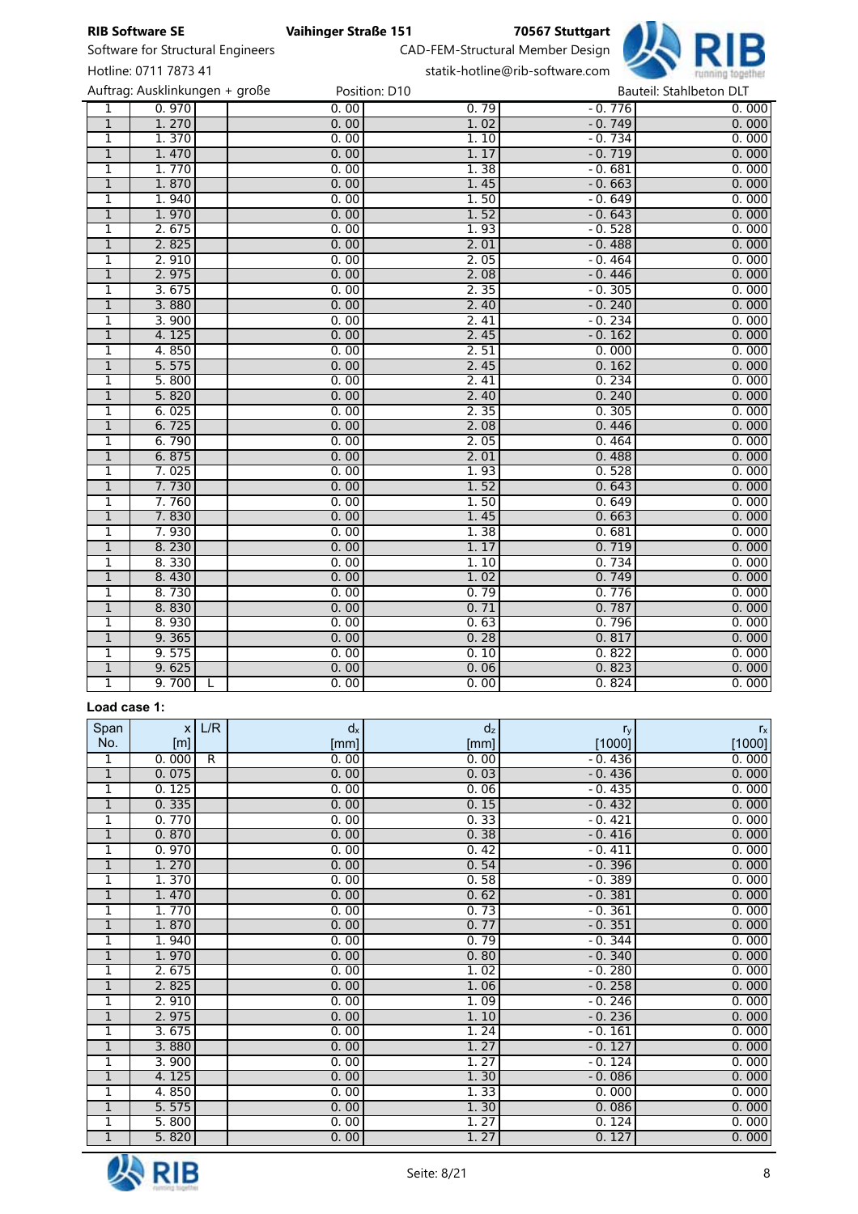| | | | | | | |
|---|---|---|---|---|---|---|
| 1 | 0.970 | | 0.00 | 0.79 | -0.776 | 0.000 |
| 1 | 1.270 | | 0.00 | 1.02 | -0.749 | 0.000 |
| 1 | 1.370 | | 0.00 | 1.10 | -0.734 | 0.000 |
| 1 | 1.470 | | 0.00 | 1.17 | -0.719 | 0.000 |
| 1 | 1.770 | | 0.00 | 1.38 | -0.681 | 0.000 |
| 1 | 1.870 | | 0.00 | 1.45 | -0.663 | 0.000 |
| 1 | 1.940 | | 0.00 | 1.50 | -0.649 | 0.000 |
| 1 | 1.970 | | 0.00 | 1.52 | -0.643 | 0.000 |
| 1 | 2.675 | | 0.00 | 1.93 | -0.528 | 0.000 |
| 1 | 2.825 | | 0.00 | 2.01 | -0.488 | 0.000 |
| 1 | 2.910 | | 0.00 | 2.05 | -0.464 | 0.000 |
| 1 | 2.975 | | 0.00 | 2.08 | -0.446 | 0.000 |
| 1 | 3.675 | | 0.00 | 2.35 | -0.305 | 0.000 |
| 1 | 3.880 | | 0.00 | 2.40 | -0.240 | 0.000 |
| 1 | 3.900 | | 0.00 | 2.41 | -0.234 | 0.000 |
| 1 | 4.125 | | 0.00 | 2.45 | -0.162 | 0.000 |
| 1 | 4.850 | | 0.00 | 2.51 | 0.000 | 0.000 |
| 1 | 5.575 | | 0.00 | 2.45 | 0.162 | 0.000 |
| 1 | 5.800 | | 0.00 | 2.41 | 0.234 | 0.000 |
| 1 | 5.820 | | 0.00 | 2.40 | 0.240 | 0.000 |
| 1 | 6.025 | | 0.00 | 2.35 | 0.305 | 0.000 |
| 1 | 6.725 | | 0.00 | 2.08 | 0.446 | 0.000 |
| 1 | 6.790 | | 0.00 | 2.05 | 0.464 | 0.000 |
| 1 | 6.875 | | 0.00 | 2.01 | 0.488 | 0.000 |
| 1 | 7.025 | | 0.00 | 1.93 | 0.528 | 0.000 |
| 1 | 7.730 | | 0.00 | 1.52 | 0.643 | 0.000 |
| 1 | 7.760 | | 0.00 | 1.50 | 0.649 | 0.000 |
| 1 | 7.830 | | 0.00 | 1.45 | 0.663 | 0.000 |
| 1 | 7.930 | | 0.00 | 1.38 | 0.681 | 0.000 |
| 1 | 8.230 | | 0.00 | 1.17 | 0.719 | 0.000 |
| 1 | 8.330 | | 0.00 | 1.10 | 0.734 | 0.000 |
| 1 | 8.430 | | 0.00 | 1.02 | 0.749 | 0.000 |
| 1 | 8.730 | | 0.00 | 0.79 | 0.776 | 0.000 |
| 1 | 8.830 | | 0.00 | 0.71 | 0.787 | 0.000 |
| 1 | 8.930 | | 0.00 | 0.63 | 0.796 | 0.000 |
| 1 | 9.365 | | 0.00 | 0.28 | 0.817 | 0.000 |
| 1 | 9.575 | | 0.00 | 0.10 | 0.822 | 0.000 |
| 1 | 9.625 | | 0.00 | 0.06 | 0.823 | 0.000 |
| 1 | 9.700 | L | 0.00 | 0.00 | 0.824 | 0.000 |

**Load case 1:**

| Span No. | x [m] | L/R | $d_x$ [mm] | $d_z$ [mm] | $r_y$ [1000] | $r_x$ [1000] |
|---|---|---|---|---|---|---|
| 1 | 0.000 | R | 0.00 | 0.00 | -0.436 | 0.000 |
| 1 | 0.075 | | 0.00 | 0.03 | -0.436 | 0.000 |
| 1 | 0.125 | | 0.00 | 0.06 | -0.435 | 0.000 |
| 1 | 0.335 | | 0.00 | 0.15 | -0.432 | 0.000 |
| 1 | 0.770 | | 0.00 | 0.33 | -0.421 | 0.000 |
| 1 | 0.870 | | 0.00 | 0.38 | -0.416 | 0.000 |
| 1 | 0.970 | | 0.00 | 0.42 | -0.411 | 0.000 |
| 1 | 1.270 | | 0.00 | 0.54 | -0.396 | 0.000 |
| 1 | 1.370 | | 0.00 | 0.58 | -0.389 | 0.000 |
| 1 | 1.470 | | 0.00 | 0.62 | -0.381 | 0.000 |
| 1 | 1.770 | | 0.00 | 0.73 | -0.361 | 0.000 |
| 1 | 1.870 | | 0.00 | 0.77 | -0.351 | 0.000 |
| 1 | 1.940 | | 0.00 | 0.79 | -0.344 | 0.000 |
| 1 | 1.970 | | 0.00 | 0.80 | -0.340 | 0.000 |
| 1 | 2.675 | | 0.00 | 1.02 | -0.280 | 0.000 |
| 1 | 2.825 | | 0.00 | 1.06 | -0.258 | 0.000 |
| 1 | 2.910 | | 0.00 | 1.09 | -0.246 | 0.000 |
| 1 | 2.975 | | 0.00 | 1.10 | -0.236 | 0.000 |
| 1 | 3.675 | | 0.00 | 1.24 | -0.161 | 0.000 |
| 1 | 3.880 | | 0.00 | 1.27 | -0.127 | 0.000 |
| 1 | 3.900 | | 0.00 | 1.27 | -0.124 | 0.000 |
| 1 | 4.125 | | 0.00 | 1.30 | -0.086 | 0.000 |
| 1 | 4.850 | | 0.00 | 1.33 | 0.000 | 0.000 |
| 1 | 5.575 | | 0.00 | 1.30 | 0.086 | 0.000 |
| 1 | 5.800 | | 0.00 | 1.27 | 0.124 | 0.000 |
| 1 | 5.820 | | 0.00 | 1.27 | 0.127 | 0.000 |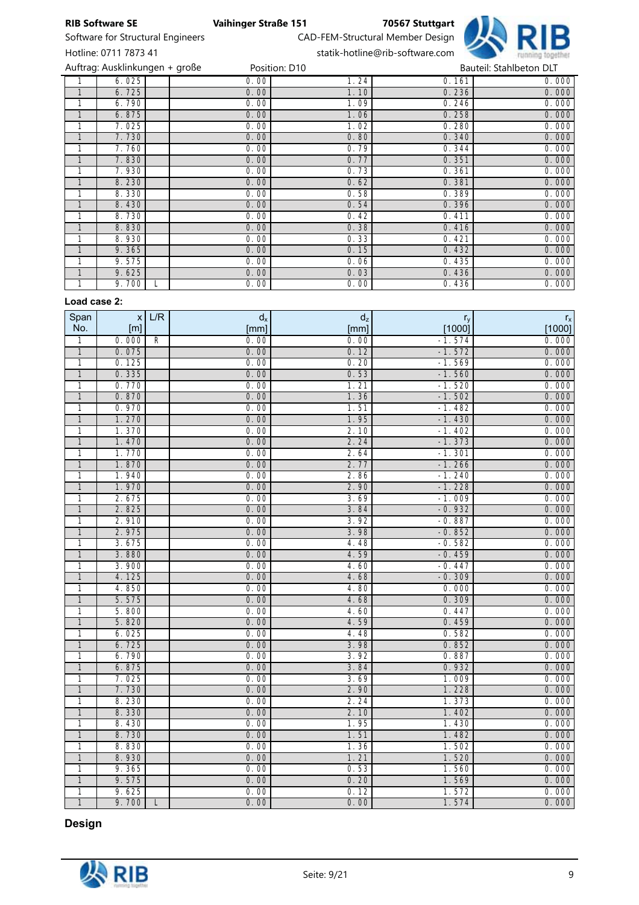| | | | | | | |
|---|---|---|---|---|---|---|
| 1 | 6.025 | | 0.00 | 1.24 | 0.161 | 0.000 |
| 1 | 6.725 | | 0.00 | 1.10 | 0.236 | 0.000 |
| 1 | 6.790 | | 0.00 | 1.09 | 0.246 | 0.000 |
| 1 | 6.875 | | 0.00 | 1.06 | 0.258 | 0.000 |
| 1 | 7.025 | | 0.00 | 1.02 | 0.280 | 0.000 |
| 1 | 7.730 | | 0.00 | 0.80 | 0.340 | 0.000 |
| 1 | 7.760 | | 0.00 | 0.79 | 0.344 | 0.000 |
| 1 | 7.830 | | 0.00 | 0.77 | 0.351 | 0.000 |
| 1 | 7.930 | | 0.00 | 0.73 | 0.361 | 0.000 |
| 1 | 8.230 | | 0.00 | 0.62 | 0.381 | 0.000 |
| 1 | 8.330 | | 0.00 | 0.58 | 0.389 | 0.000 |
| 1 | 8.430 | | 0.00 | 0.54 | 0.396 | 0.000 |
| 1 | 8.730 | | 0.00 | 0.42 | 0.411 | 0.000 |
| 1 | 8.830 | | 0.00 | 0.38 | 0.416 | 0.000 |
| 1 | 8.930 | | 0.00 | 0.33 | 0.421 | 0.000 |
| 1 | 9.365 | | 0.00 | 0.15 | 0.432 | 0.000 |
| 1 | 9.575 | | 0.00 | 0.06 | 0.435 | 0.000 |
| 1 | 9.625 | | 0.00 | 0.03 | 0.436 | 0.000 |
| 1 | 9.700 | L | 0.00 | 0.00 | 0.436 | 0.000 |

**Load case 2:**

| Span No. | x [m] | L/R | $d_x$ [mm] | $d_z$ [mm] | $r_y$ [1000] | $r_x$ [1000] |
|---|---|---|---|---|---|---|
| 1 | 0.000 | R | 0.00 | 0.00 | -1.574 | 0.000 |
| 1 | 0.075 | | 0.00 | 0.12 | -1.572 | 0.000 |
| 1 | 0.125 | | 0.00 | 0.20 | -1.569 | 0.000 |
| 1 | 0.335 | | 0.00 | 0.53 | -1.560 | 0.000 |
| 1 | 0.770 | | 0.00 | 1.21 | -1.520 | 0.000 |
| 1 | 0.870 | | 0.00 | 1.36 | -1.502 | 0.000 |
| 1 | 0.970 | | 0.00 | 1.51 | -1.482 | 0.000 |
| 1 | 1.270 | | 0.00 | 1.95 | -1.430 | 0.000 |
| 1 | 1.370 | | 0.00 | 2.10 | -1.402 | 0.000 |
| 1 | 1.470 | | 0.00 | 2.24 | -1.373 | 0.000 |
| 1 | 1.770 | | 0.00 | 2.64 | -1.301 | 0.000 |
| 1 | 1.870 | | 0.00 | 2.77 | -1.266 | 0.000 |
| 1 | 1.940 | | 0.00 | 2.86 | -1.240 | 0.000 |
| 1 | 1.970 | | 0.00 | 2.90 | -1.228 | 0.000 |
| 1 | 2.675 | | 0.00 | 3.69 | -1.009 | 0.000 |
| 1 | 2.825 | | 0.00 | 3.84 | -0.932 | 0.000 |
| 1 | 2.910 | | 0.00 | 3.92 | -0.887 | 0.000 |
| 1 | 2.975 | | 0.00 | 3.98 | -0.852 | 0.000 |
| 1 | 3.675 | | 0.00 | 4.48 | -0.582 | 0.000 |
| 1 | 3.880 | | 0.00 | 4.59 | -0.459 | 0.000 |
| 1 | 3.900 | | 0.00 | 4.60 | -0.447 | 0.000 |
| 1 | 4.125 | | 0.00 | 4.68 | -0.309 | 0.000 |
| 1 | 4.850 | | 0.00 | 4.80 | 0.000 | 0.000 |
| 1 | 5.575 | | 0.00 | 4.68 | 0.309 | 0.000 |
| 1 | 5.800 | | 0.00 | 4.60 | 0.447 | 0.000 |
| 1 | 5.820 | | 0.00 | 4.59 | 0.459 | 0.000 |
| 1 | 6.025 | | 0.00 | 4.48 | 0.582 | 0.000 |
| 1 | 6.725 | | 0.00 | 3.98 | 0.852 | 0.000 |
| 1 | 6.790 | | 0.00 | 3.92 | 0.887 | 0.000 |
| 1 | 6.875 | | 0.00 | 3.84 | 0.932 | 0.000 |
| 1 | 7.025 | | 0.00 | 3.69 | 1.009 | 0.000 |
| 1 | 7.730 | | 0.00 | 2.90 | 1.228 | 0.000 |
| 1 | 8.230 | | 0.00 | 2.24 | 1.373 | 0.000 |
| 1 | 8.330 | | 0.00 | 2.10 | 1.402 | 0.000 |
| 1 | 8.430 | | 0.00 | 1.95 | 1.430 | 0.000 |
| 1 | 8.730 | | 0.00 | 1.51 | 1.482 | 0.000 |
| 1 | 8.830 | | 0.00 | 1.36 | 1.502 | 0.000 |
| 1 | 8.930 | | 0.00 | 1.21 | 1.520 | 0.000 |
| 1 | 9.365 | | 0.00 | 0.53 | 1.560 | 0.000 |
| 1 | 9.575 | | 0.00 | 0.20 | 1.569 | 0.000 |
| 1 | 9.625 | | 0.00 | 0.12 | 1.572 | 0.000 |
| 1 | 9.700 | L | 0.00 | 0.00 | 1.574 | 0.000 |

## Design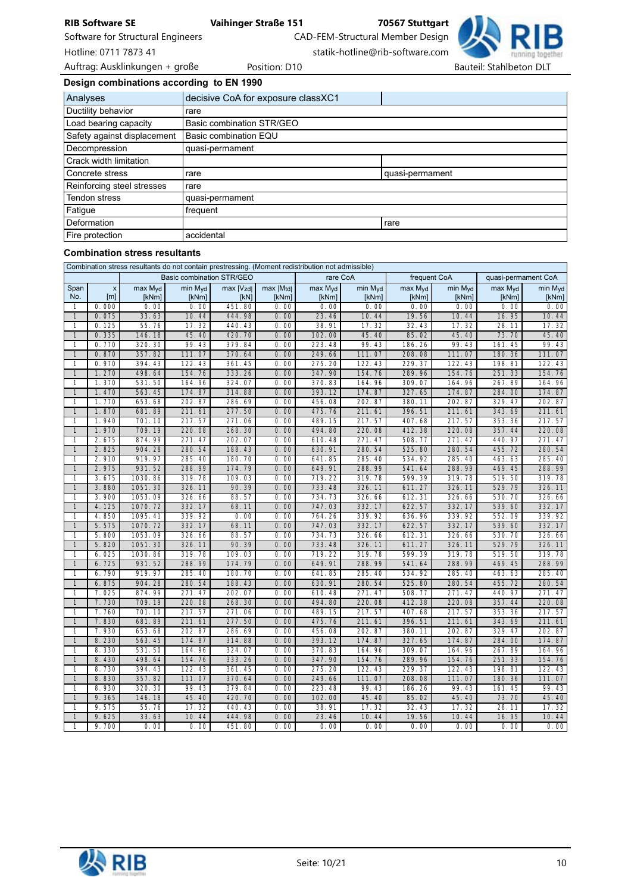## Design combinations according to EN 1990

| Analyses | decisive CoA for exposure classXC1 | |
|---|---|---|
| Ductility behavior | rare | |
| Load bearing capacity | Basic combination STR/GEO | |
| Safety against displacement | Basic combination EQU | |
| Decompression | quasi-permament | |
| Crack width limitation | | |
| Concrete stress | rare | quasi-permament |
| Reinforcing steel stresses | rare | |
| Tendon stress | quasi-permament | |
| Fatigue | frequent | |
| Deformation | | rare |
| Fire protection | accidental | |

### Combination stress resultants

Combination stress resultants do not contain prestressing. (Moment redistribution not admissible)

| | | Basic combination STR/GEO | | | | rare CoA | | frequent CoA | | quasi-permament CoA | |
|---|---|---|---|---|---|---|---|---|---|---|---|
| Span No. | x [m] | max $M_{yd}$ [kNm] | min $M_{yd}$ [kNm] | max $\|V_{zd}\|$ [kN] | max $\|M_{td}\|$ [kNm] | max $M_{yd}$ [kNm] | min $M_{yd}$ [kNm] | max $M_{yd}$ [kNm] | min $M_{yd}$ [kNm] | max $M_{yd}$ [kNm] | min $M_{yd}$ [kNm] |
| 1 | 0.000 | 0.00 | 0.00 | 451.80 | 0.00 | 0.00 | 0.00 | 0.00 | 0.00 | 0.00 | 0.00 |
| 1 | 0.075 | 33.63 | 10.44 | 444.98 | 0.00 | 23.46 | 10.44 | 19.56 | 10.44 | 16.95 | 10.44 |
| 1 | 0.125 | 55.76 | 17.32 | 440.43 | 0.00 | 38.91 | 17.32 | 32.43 | 17.32 | 28.11 | 17.32 |
| 1 | 0.335 | 146.18 | 45.40 | 420.70 | 0.00 | 102.00 | 45.40 | 85.02 | 45.40 | 73.70 | 45.40 |
| 1 | 0.770 | 320.30 | 99.43 | 379.84 | 0.00 | 223.48 | 99.43 | 186.26 | 99.43 | 161.45 | 99.43 |
| 1 | 0.870 | 357.82 | 111.07 | 370.64 | 0.00 | 249.66 | 111.07 | 208.08 | 111.07 | 180.36 | 111.07 |
| 1 | 0.970 | 394.43 | 122.43 | 361.45 | 0.00 | 275.20 | 122.43 | 229.37 | 122.43 | 198.81 | 122.43 |
| 1 | 1.270 | 498.64 | 154.76 | 333.26 | 0.00 | 347.90 | 154.76 | 289.96 | 154.76 | 251.33 | 154.76 |
| 1 | 1.370 | 531.50 | 164.96 | 324.07 | 0.00 | 370.83 | 164.96 | 309.07 | 164.96 | 267.89 | 164.96 |
| 1 | 1.470 | 563.45 | 174.87 | 314.88 | 0.00 | 393.12 | 174.87 | 327.65 | 174.87 | 284.00 | 174.87 |
| 1 | 1.770 | 653.68 | 202.87 | 286.69 | 0.00 | 456.08 | 202.87 | 380.11 | 202.87 | 329.47 | 202.87 |
| 1 | 1.870 | 681.89 | 211.61 | 277.50 | 0.00 | 475.76 | 211.61 | 396.51 | 211.61 | 343.69 | 211.61 |
| 1 | 1.940 | 701.10 | 217.57 | 271.06 | 0.00 | 489.15 | 217.57 | 407.68 | 217.57 | 353.36 | 217.57 |
| 1 | 1.970 | 709.19 | 220.08 | 268.30 | 0.00 | 494.80 | 220.08 | 412.38 | 220.08 | 357.44 | 220.08 |
| 1 | 2.675 | 874.99 | 271.47 | 202.07 | 0.00 | 610.48 | 271.47 | 508.77 | 271.47 | 440.97 | 271.47 |
| 1 | 2.825 | 904.28 | 280.54 | 188.43 | 0.00 | 630.91 | 280.54 | 525.80 | 280.54 | 455.72 | 280.54 |
| 1 | 2.910 | 919.97 | 285.40 | 180.70 | 0.00 | 641.85 | 285.40 | 534.92 | 285.40 | 463.63 | 285.40 |
| 1 | 2.975 | 931.52 | 288.99 | 174.79 | 0.00 | 649.91 | 288.99 | 541.64 | 288.99 | 469.45 | 288.99 |
| 1 | 3.675 | 1030.86 | 319.78 | 109.03 | 0.00 | 719.22 | 319.78 | 599.39 | 319.78 | 519.50 | 319.78 |
| 1 | 3.880 | 1051.30 | 326.11 | 90.39 | 0.00 | 733.48 | 326.11 | 611.27 | 326.11 | 529.79 | 326.11 |
| 1 | 3.900 | 1053.09 | 326.66 | 88.57 | 0.00 | 734.73 | 326.66 | 612.31 | 326.66 | 530.70 | 326.66 |
| 1 | 4.125 | 1070.72 | 332.17 | 68.11 | 0.00 | 747.03 | 332.17 | 622.57 | 332.17 | 539.60 | 332.17 |
| 1 | 4.850 | 1095.41 | 339.92 | 0.00 | 0.00 | 764.26 | 339.92 | 636.96 | 339.92 | 552.09 | 339.92 |
| 1 | 5.575 | 1070.72 | 332.17 | 68.11 | 0.00 | 747.03 | 332.17 | 622.57 | 332.17 | 539.60 | 332.17 |
| 1 | 5.800 | 1053.09 | 326.66 | 88.57 | 0.00 | 734.73 | 326.66 | 612.31 | 326.66 | 530.70 | 326.66 |
| 1 | 5.820 | 1051.30 | 326.11 | 90.39 | 0.00 | 733.48 | 326.11 | 611.27 | 326.11 | 529.79 | 326.11 |
| 1 | 6.025 | 1030.86 | 319.78 | 109.03 | 0.00 | 719.22 | 319.78 | 599.39 | 319.78 | 519.50 | 319.78 |
| 1 | 6.725 | 931.52 | 288.99 | 174.79 | 0.00 | 649.91 | 288.99 | 541.64 | 288.99 | 469.45 | 288.99 |
| 1 | 6.790 | 919.97 | 285.40 | 180.70 | 0.00 | 641.85 | 285.40 | 534.92 | 285.40 | 463.63 | 285.40 |
| 1 | 6.875 | 904.28 | 280.54 | 188.43 | 0.00 | 630.91 | 280.54 | 525.80 | 280.54 | 455.72 | 280.54 |
| 1 | 7.025 | 874.99 | 271.47 | 202.07 | 0.00 | 610.48 | 271.47 | 508.77 | 271.47 | 440.97 | 271.47 |
| 1 | 7.730 | 709.19 | 220.08 | 268.30 | 0.00 | 494.80 | 220.08 | 412.38 | 220.08 | 357.44 | 220.08 |
| 1 | 7.760 | 701.10 | 217.57 | 271.06 | 0.00 | 489.15 | 217.57 | 407.68 | 217.57 | 353.36 | 217.57 |
| 1 | 7.830 | 681.89 | 211.61 | 277.50 | 0.00 | 475.76 | 211.61 | 396.51 | 211.61 | 343.69 | 211.61 |
| 1 | 7.930 | 653.68 | 202.87 | 286.69 | 0.00 | 456.08 | 202.87 | 380.11 | 202.87 | 329.47 | 202.87 |
| 1 | 8.230 | 563.45 | 174.87 | 314.88 | 0.00 | 393.12 | 174.87 | 327.65 | 174.87 | 284.00 | 174.87 |
| 1 | 8.330 | 531.50 | 164.96 | 324.07 | 0.00 | 370.83 | 164.96 | 309.07 | 164.96 | 267.89 | 164.96 |
| 1 | 8.430 | 498.64 | 154.76 | 333.26 | 0.00 | 347.90 | 154.76 | 289.96 | 154.76 | 251.33 | 154.76 |
| 1 | 8.730 | 394.43 | 122.43 | 361.45 | 0.00 | 275.20 | 122.43 | 229.37 | 122.43 | 198.81 | 122.43 |
| 1 | 8.830 | 357.82 | 111.07 | 370.64 | 0.00 | 249.66 | 111.07 | 208.08 | 111.07 | 180.36 | 111.07 |
| 1 | 8.930 | 320.30 | 99.43 | 379.84 | 0.00 | 223.48 | 99.43 | 186.26 | 99.43 | 161.45 | 99.43 |
| 1 | 9.365 | 146.18 | 45.40 | 420.70 | 0.00 | 102.00 | 45.40 | 85.02 | 45.40 | 73.70 | 45.40 |
| 1 | 9.575 | 55.76 | 17.32 | 440.43 | 0.00 | 38.91 | 17.32 | 32.43 | 17.32 | 28.11 | 17.32 |
| 1 | 9.625 | 33.63 | 10.44 | 444.98 | 0.00 | 23.46 | 10.44 | 19.56 | 10.44 | 16.95 | 10.44 |
| 1 | 9.700 | 0.00 | 0.00 | 451.80 | 0.00 | 0.00 | 0.00 | 0.00 | 0.00 | 0.00 | 0.00 |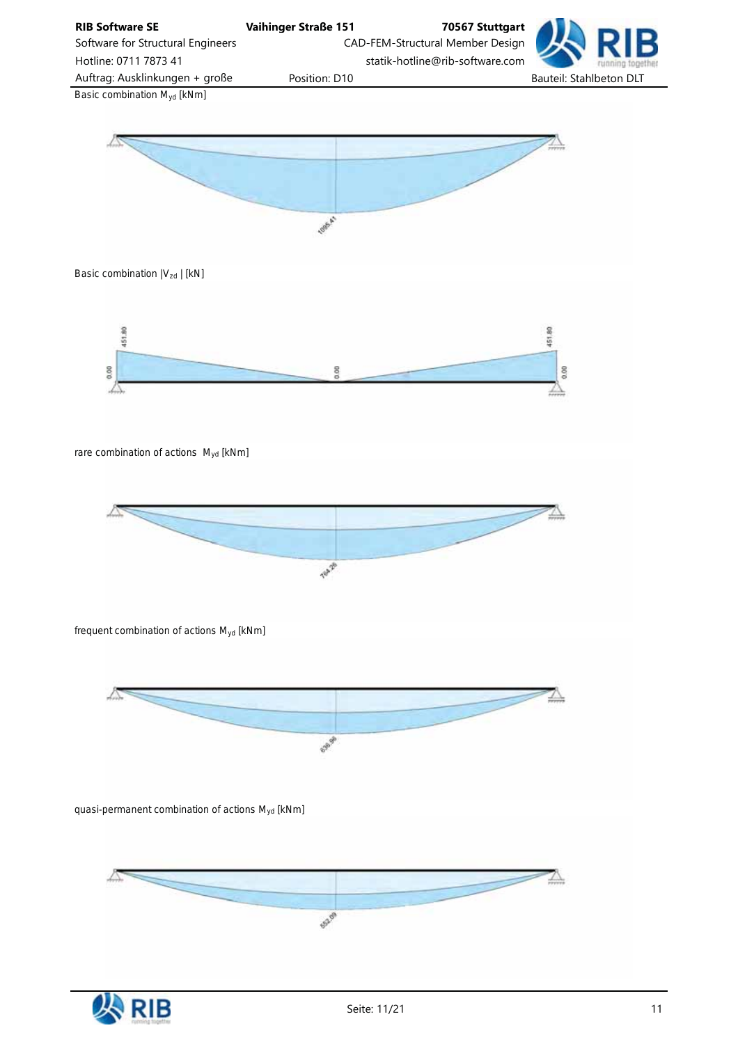Basic combination $M_{yd}$ [kNm]

1095.41

Basic combination $|V_{zd}|$ [kN]

451.80 0.00 0.00 451.80 0.00

rare combination of actions $M_{yd}$ [kNm]

764.26

frequent combination of actions $M_{yd}$ [kNm]

636.96

quasi-permanent combination of actions $M_{yd}$ [kNm]

552.09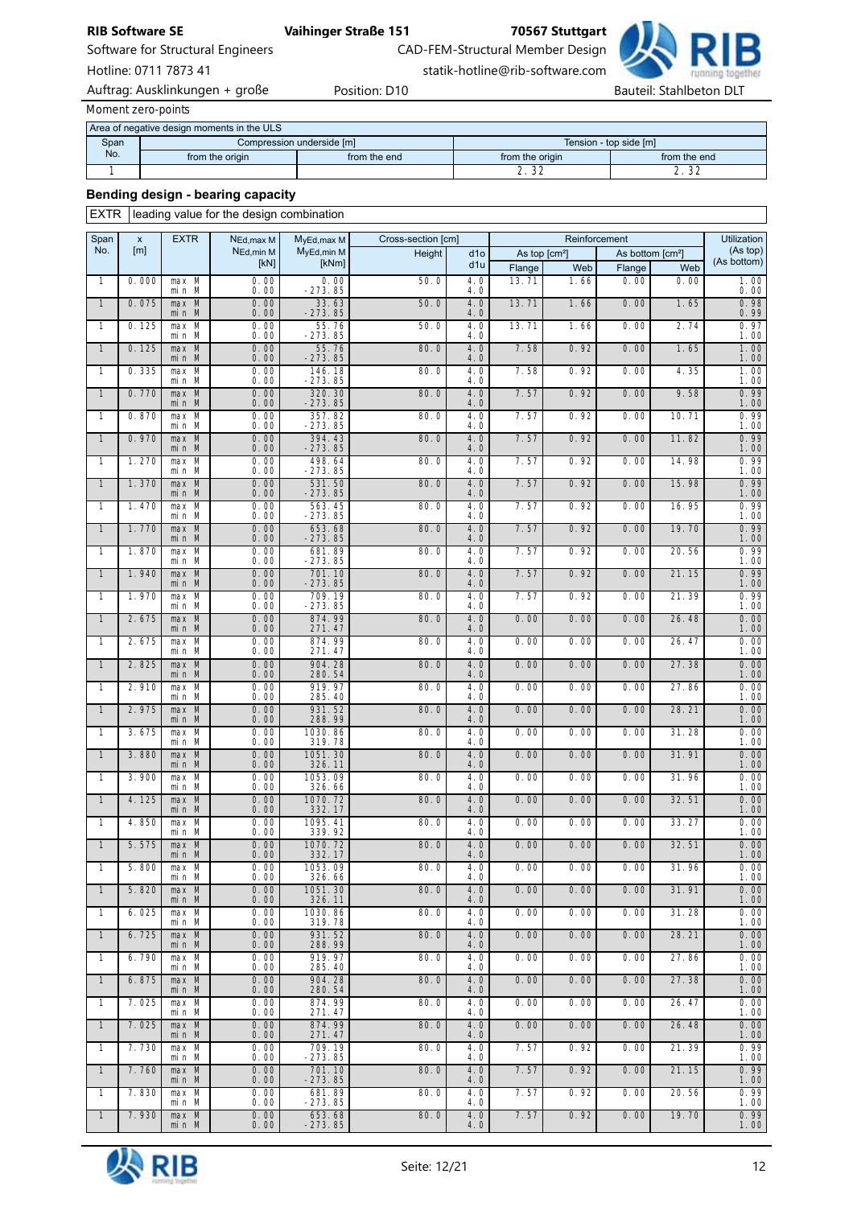Moment zero-points

| Area of negative design moments in the ULS | | | | |
|---|---|---|---|---|
| Span No. | Compression underside [m] | | Tension - top side [m] | |
| | from the origin | from the end | from the origin | from the end |
| 1 | | | 2.32 | 2.32 |

### Bending design - bearing capacity

| EXTR | leading value for the design combination |
|---|---|

| Span No. | x [m] | EXTR | $N_{Ed,max\,M}$ $N_{Ed,min\,M}$ [kN] | $M_{yEd,max\,M}$ $M_{yEd,min\,M}$ [kNm] | Cross-section [cm] Height | d1o d1u | Reinforcement As top [cm²] Flange | Web | As bottom [cm²] Flange | Web | Utilization (As top) (As bottom) |
|---|---|---|---|---|---|---|---|---|---|---|---|
| 1 | 0.000 | max M<br>min M | 0.00<br>0.00 | 0.00<br>-273.85 | 50.0 | 4.0<br>4.0 | 13.71 | 1.66 | 0.00 | 0.00 | 1.00<br>0.00 |
| 1 | 0.075 | max M<br>min M | 0.00<br>0.00 | 33.63<br>-273.85 | 50.0 | 4.0<br>4.0 | 13.71 | 1.66 | 0.00 | 1.65 | 0.98<br>0.99 |
| 1 | 0.125 | max M<br>min M | 0.00<br>0.00 | 55.76<br>-273.85 | 50.0 | 4.0<br>4.0 | 13.71 | 1.66 | 0.00 | 2.74 | 0.97<br>1.00 |
| 1 | 0.125 | max M<br>min M | 0.00<br>0.00 | 55.76<br>-273.85 | 80.0 | 4.0<br>4.0 | 7.58 | 0.92 | 0.00 | 1.65 | 1.00<br>1.00 |
| 1 | 0.335 | max M<br>min M | 0.00<br>0.00 | 146.18<br>-273.85 | 80.0 | 4.0<br>4.0 | 7.58 | 0.92 | 0.00 | 4.35 | 1.00<br>1.00 |
| 1 | 0.770 | max M<br>min M | 0.00<br>0.00 | 320.30<br>-273.85 | 80.0 | 4.0<br>4.0 | 7.57 | 0.92 | 0.00 | 9.58 | 0.99<br>1.00 |
| 1 | 0.870 | max M<br>min M | 0.00<br>0.00 | 357.82<br>-273.85 | 80.0 | 4.0<br>4.0 | 7.57 | 0.92 | 0.00 | 10.71 | 0.99<br>1.00 |
| 1 | 0.970 | max M<br>min M | 0.00<br>0.00 | 394.43<br>-273.85 | 80.0 | 4.0<br>4.0 | 7.57 | 0.92 | 0.00 | 11.82 | 0.99<br>1.00 |
| 1 | 1.270 | max M<br>min M | 0.00<br>0.00 | 498.64<br>-273.85 | 80.0 | 4.0<br>4.0 | 7.57 | 0.92 | 0.00 | 14.98 | 0.99<br>1.00 |
| 1 | 1.370 | max M<br>min M | 0.00<br>0.00 | 531.50<br>-273.85 | 80.0 | 4.0<br>4.0 | 7.57 | 0.92 | 0.00 | 15.98 | 0.99<br>1.00 |
| 1 | 1.470 | max M<br>min M | 0.00<br>0.00 | 563.45<br>-273.85 | 80.0 | 4.0<br>4.0 | 7.57 | 0.92 | 0.00 | 16.95 | 0.99<br>1.00 |
| 1 | 1.770 | max M<br>min M | 0.00<br>0.00 | 653.68<br>-273.85 | 80.0 | 4.0<br>4.0 | 7.57 | 0.92 | 0.00 | 19.70 | 0.99<br>1.00 |
| 1 | 1.870 | max M<br>min M | 0.00<br>0.00 | 681.89<br>-273.85 | 80.0 | 4.0<br>4.0 | 7.57 | 0.92 | 0.00 | 20.56 | 0.99<br>1.00 |
| 1 | 1.940 | max M<br>min M | 0.00<br>0.00 | 701.10<br>-273.85 | 80.0 | 4.0<br>4.0 | 7.57 | 0.92 | 0.00 | 21.15 | 0.99<br>1.00 |
| 1 | 1.970 | max M<br>min M | 0.00<br>0.00 | 709.19<br>-273.85 | 80.0 | 4.0<br>4.0 | 7.57 | 0.92 | 0.00 | 21.39 | 0.99<br>1.00 |
| 1 | 2.675 | max M<br>min M | 0.00<br>0.00 | 874.99<br>271.47 | 80.0 | 4.0<br>4.0 | 0.00 | 0.00 | 0.00 | 26.48 | 0.00<br>1.00 |
| 1 | 2.675 | max M<br>min M | 0.00<br>0.00 | 874.99<br>271.47 | 80.0 | 4.0<br>4.0 | 0.00 | 0.00 | 0.00 | 26.47 | 0.00<br>1.00 |
| 1 | 2.825 | max M<br>min M | 0.00<br>0.00 | 904.28<br>280.54 | 80.0 | 4.0<br>4.0 | 0.00 | 0.00 | 0.00 | 27.38 | 0.00<br>1.00 |
| 1 | 2.910 | max M<br>min M | 0.00<br>0.00 | 919.97<br>285.40 | 80.0 | 4.0<br>4.0 | 0.00 | 0.00 | 0.00 | 27.86 | 0.00<br>1.00 |
| 1 | 2.975 | max M<br>min M | 0.00<br>0.00 | 931.52<br>288.99 | 80.0 | 4.0<br>4.0 | 0.00 | 0.00 | 0.00 | 28.21 | 0.00<br>1.00 |
| 1 | 3.675 | max M<br>min M | 0.00<br>0.00 | 1030.86<br>319.78 | 80.0 | 4.0<br>4.0 | 0.00 | 0.00 | 0.00 | 31.28 | 0.00<br>1.00 |
| 1 | 3.880 | max M<br>min M | 0.00<br>0.00 | 1051.30<br>326.11 | 80.0 | 4.0<br>4.0 | 0.00 | 0.00 | 0.00 | 31.91 | 0.00<br>1.00 |
| 1 | 3.900 | max M<br>min M | 0.00<br>0.00 | 1053.09<br>326.66 | 80.0 | 4.0<br>4.0 | 0.00 | 0.00 | 0.00 | 31.96 | 0.00<br>1.00 |
| 1 | 4.125 | max M<br>min M | 0.00<br>0.00 | 1070.72<br>332.17 | 80.0 | 4.0<br>4.0 | 0.00 | 0.00 | 0.00 | 32.51 | 0.00<br>1.00 |
| 1 | 4.850 | max M<br>min M | 0.00<br>0.00 | 1095.41<br>339.92 | 80.0 | 4.0<br>4.0 | 0.00 | 0.00 | 0.00 | 33.27 | 0.00<br>1.00 |
| 1 | 5.575 | max M<br>min M | 0.00<br>0.00 | 1070.72<br>332.17 | 80.0 | 4.0<br>4.0 | 0.00 | 0.00 | 0.00 | 32.51 | 0.00<br>1.00 |
| 1 | 5.800 | max M<br>min M | 0.00<br>0.00 | 1053.09<br>326.66 | 80.0 | 4.0<br>4.0 | 0.00 | 0.00 | 0.00 | 31.96 | 0.00<br>1.00 |
| 1 | 5.820 | max M<br>min M | 0.00<br>0.00 | 1051.30<br>326.11 | 80.0 | 4.0<br>4.0 | 0.00 | 0.00 | 0.00 | 31.91 | 0.00<br>1.00 |
| 1 | 6.025 | max M<br>min M | 0.00<br>0.00 | 1030.86<br>319.78 | 80.0 | 4.0<br>4.0 | 0.00 | 0.00 | 0.00 | 31.28 | 0.00<br>1.00 |
| 1 | 6.725 | max M<br>min M | 0.00<br>0.00 | 931.52<br>288.99 | 80.0 | 4.0<br>4.0 | 0.00 | 0.00 | 0.00 | 28.21 | 0.00<br>1.00 |
| 1 | 6.790 | max M<br>min M | 0.00<br>0.00 | 919.97<br>285.40 | 80.0 | 4.0<br>4.0 | 0.00 | 0.00 | 0.00 | 27.86 | 0.00<br>1.00 |
| 1 | 6.875 | max M<br>min M | 0.00<br>0.00 | 904.28<br>280.54 | 80.0 | 4.0<br>4.0 | 0.00 | 0.00 | 0.00 | 27.38 | 0.00<br>1.00 |
| 1 | 7.025 | max M<br>min M | 0.00<br>0.00 | 874.99<br>271.47 | 80.0 | 4.0<br>4.0 | 0.00 | 0.00 | 0.00 | 26.47 | 0.00<br>1.00 |
| 1 | 7.025 | max M<br>min M | 0.00<br>0.00 | 874.99<br>271.47 | 80.0 | 4.0<br>4.0 | 0.00 | 0.00 | 0.00 | 26.48 | 0.00<br>1.00 |
| 1 | 7.730 | max M<br>min M | 0.00<br>0.00 | 709.19<br>-273.85 | 80.0 | 4.0<br>4.0 | 7.57 | 0.92 | 0.00 | 21.39 | 0.99<br>1.00 |
| 1 | 7.760 | max M<br>min M | 0.00<br>0.00 | 701.10<br>-273.85 | 80.0 | 4.0<br>4.0 | 7.57 | 0.92 | 0.00 | 21.15 | 0.99<br>1.00 |
| 1 | 7.830 | max M<br>min M | 0.00<br>0.00 | 681.89<br>-273.85 | 80.0 | 4.0<br>4.0 | 7.57 | 0.92 | 0.00 | 20.56 | 0.99<br>1.00 |
| 1 | 7.930 | max M<br>min M | 0.00<br>0.00 | 653.68<br>-273.85 | 80.0 | 4.0<br>4.0 | 7.57 | 0.92 | 0.00 | 19.70 | 0.99<br>1.00 |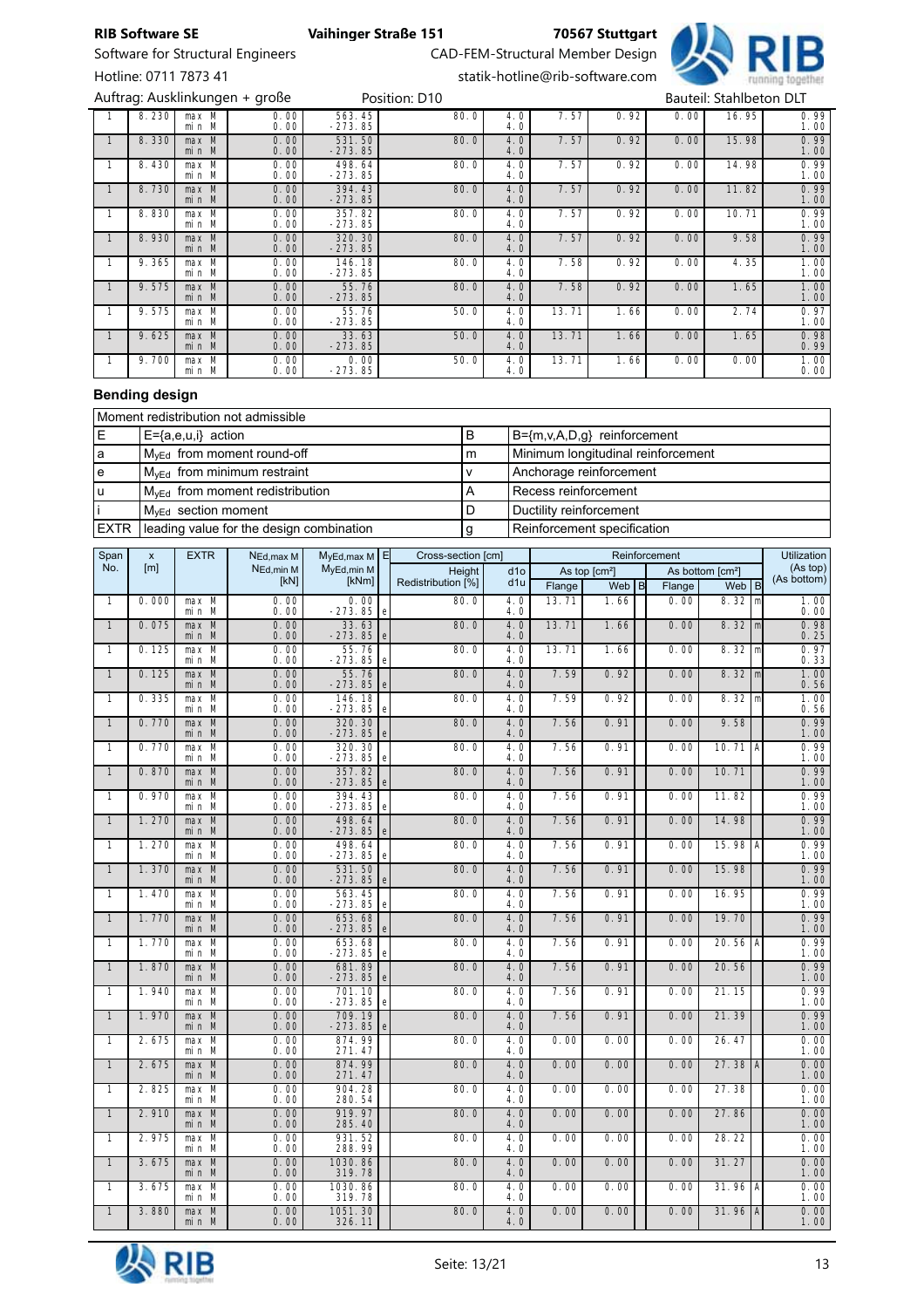| 1 | 8.230 | max M / min M | 0.00 / 0.00 | 563.45 / -273.85 | | 80.0 | 4.0 / 4.0 | 7.57 | 0.92 | | 0.00 | 16.95 | | 0.99 / 1.00 |
|---|---|---|---|---|---|---|---|---|---|---|---|---|---|---|
| 1 | 8.330 | max M / min M | 0.00 / 0.00 | 531.50 / -273.85 | | 80.0 | 4.0 / 4.0 | 7.57 | 0.92 | | 0.00 | 15.98 | | 0.99 / 1.00 |
| 1 | 8.430 | max M / min M | 0.00 / 0.00 | 498.64 / -273.85 | | 80.0 | 4.0 / 4.0 | 7.57 | 0.92 | | 0.00 | 14.98 | | 0.99 / 1.00 |
| 1 | 8.730 | max M / min M | 0.00 / 0.00 | 394.43 / -273.85 | | 80.0 | 4.0 / 4.0 | 7.57 | 0.92 | | 0.00 | 11.82 | | 0.99 / 1.00 |
| 1 | 8.830 | max M / min M | 0.00 / 0.00 | 357.82 / -273.85 | | 80.0 | 4.0 / 4.0 | 7.57 | 0.92 | | 0.00 | 10.71 | | 0.99 / 1.00 |
| 1 | 8.930 | max M / min M | 0.00 / 0.00 | 320.30 / -273.85 | | 80.0 | 4.0 / 4.0 | 7.57 | 0.92 | | 0.00 | 9.58 | | 0.99 / 1.00 |
| 1 | 9.365 | max M / min M | 0.00 / 0.00 | 146.18 / -273.85 | | 80.0 | 4.0 / 4.0 | 7.58 | 0.92 | | 0.00 | 4.35 | | 1.00 / 1.00 |
| 1 | 9.575 | max M / min M | 0.00 / 0.00 | 55.76 / -273.85 | | 80.0 | 4.0 / 4.0 | 7.58 | 0.92 | | 0.00 | 1.65 | | 1.00 / 1.00 |
| 1 | 9.575 | max M / min M | 0.00 / 0.00 | 55.76 / -273.85 | | 50.0 | 4.0 / 4.0 | 13.71 | 1.66 | | 0.00 | 2.74 | | 0.97 / 1.00 |
| 1 | 9.625 | max M / min M | 0.00 / 0.00 | 33.63 / -273.85 | | 50.0 | 4.0 / 4.0 | 13.71 | 1.66 | | 0.00 | 1.65 | | 0.98 / 0.99 |
| 1 | 9.700 | max M / min M | 0.00 / 0.00 | 0.00 / -273.85 | | 50.0 | 4.0 / 4.0 | 13.71 | 1.66 | | 0.00 | 0.00 | | 1.00 / 0.00 |

### Bending design

| Moment redistribution not admissible | | | |
|---|---|---|---|
| E | E={a,e,u,i} action | B | B={m,v,A,D,g} reinforcement |
| a | $M_{yEd}$ from moment round-off | m | Minimum longitudinal reinforcement |
| e | $M_{yEd}$ from minimum restraint | v | Anchorage reinforcement |
| u | $M_{yEd}$ from moment redistribution | A | Recess reinforcement |
| i | $M_{yEd}$ section moment | D | Ductility reinforcement |
| EXTR | leading value for the design combination | g | Reinforcement specification |

| Span No. | x [m] | EXTR | $N_{Ed,max M}$ / $N_{Ed,min M}$ [kN] | $M_{yEd,max M}$ / $M_{yEd,min M}$ [kNm] | E | Cross-section [cm] Height / Redistribution [%] | d1o / d1u | Reinforcement As top [cm²] Flange | Web | B | As bottom [cm²] Flange | Web | B | Utilization (As top) / (As bottom) |
|---|---|---|---|---|---|---|---|---|---|---|---|---|---|---|
| 1 | 0.000 | max M / min M | 0.00 / 0.00 | 0.00 / -273.85 | e | 80.0 | 4.0 / 4.0 | 13.71 | 1.66 | | 0.00 | 8.32 | m | 1.00 / 0.00 |
| 1 | 0.075 | max M / min M | 0.00 / 0.00 | 33.63 / -273.85 | e | 80.0 | 4.0 / 4.0 | 13.71 | 1.66 | | 0.00 | 8.32 | m | 0.98 / 0.25 |
| 1 | 0.125 | max M / min M | 0.00 / 0.00 | 55.76 / -273.85 | e | 80.0 | 4.0 / 4.0 | 13.71 | 1.66 | | 0.00 | 8.32 | m | 0.97 / 0.33 |
| 1 | 0.125 | max M / min M | 0.00 / 0.00 | 55.76 / -273.85 | e | 80.0 | 4.0 / 4.0 | 7.59 | 0.92 | | 0.00 | 8.32 | m | 1.00 / 0.56 |
| 1 | 0.335 | max M / min M | 0.00 / 0.00 | 146.18 / -273.85 | e | 80.0 | 4.0 / 4.0 | 7.59 | 0.92 | | 0.00 | 8.32 | m | 1.00 / 0.56 |
| 1 | 0.770 | max M / min M | 0.00 / 0.00 | 320.30 / -273.85 | e | 80.0 | 4.0 / 4.0 | 7.56 | 0.91 | | 0.00 | 9.58 | | 0.99 / 1.00 |
| 1 | 0.770 | max M / min M | 0.00 / 0.00 | 320.30 / -273.85 | e | 80.0 | 4.0 / 4.0 | 7.56 | 0.91 | | 0.00 | 10.71 | A | 0.99 / 1.00 |
| 1 | 0.870 | max M / min M | 0.00 / 0.00 | 357.82 / -273.85 | e | 80.0 | 4.0 / 4.0 | 7.56 | 0.91 | | 0.00 | 10.71 | | 0.99 / 1.00 |
| 1 | 0.970 | max M / min M | 0.00 / 0.00 | 394.43 / -273.85 | e | 80.0 | 4.0 / 4.0 | 7.56 | 0.91 | | 0.00 | 11.82 | | 0.99 / 1.00 |
| 1 | 1.270 | max M / min M | 0.00 / 0.00 | 498.64 / -273.85 | e | 80.0 | 4.0 / 4.0 | 7.56 | 0.91 | | 0.00 | 14.98 | | 0.99 / 1.00 |
| 1 | 1.270 | max M / min M | 0.00 / 0.00 | 498.64 / -273.85 | e | 80.0 | 4.0 / 4.0 | 7.56 | 0.91 | | 0.00 | 15.98 | A | 0.99 / 1.00 |
| 1 | 1.370 | max M / min M | 0.00 / 0.00 | 531.50 / -273.85 | e | 80.0 | 4.0 / 4.0 | 7.56 | 0.91 | | 0.00 | 15.98 | | 0.99 / 1.00 |
| 1 | 1.470 | max M / min M | 0.00 / 0.00 | 563.45 / -273.85 | e | 80.0 | 4.0 / 4.0 | 7.56 | 0.91 | | 0.00 | 16.95 | | 0.99 / 1.00 |
| 1 | 1.770 | max M / min M | 0.00 / 0.00 | 653.68 / -273.85 | e | 80.0 | 4.0 / 4.0 | 7.56 | 0.91 | | 0.00 | 19.70 | | 0.99 / 1.00 |
| 1 | 1.770 | max M / min M | 0.00 / 0.00 | 653.68 / -273.85 | e | 80.0 | 4.0 / 4.0 | 7.56 | 0.91 | | 0.00 | 20.56 | A | 0.99 / 1.00 |
| 1 | 1.870 | max M / min M | 0.00 / 0.00 | 681.89 / -273.85 | e | 80.0 | 4.0 / 4.0 | 7.56 | 0.91 | | 0.00 | 20.56 | | 0.99 / 1.00 |
| 1 | 1.940 | max M / min M | 0.00 / 0.00 | 701.10 / -273.85 | e | 80.0 | 4.0 / 4.0 | 7.56 | 0.91 | | 0.00 | 21.15 | | 0.99 / 1.00 |
| 1 | 1.970 | max M / min M | 0.00 / 0.00 | 709.19 / -273.85 | e | 80.0 | 4.0 / 4.0 | 7.56 | 0.91 | | 0.00 | 21.39 | | 0.99 / 1.00 |
| 1 | 2.675 | max M / min M | 0.00 / 0.00 | 874.99 / 271.47 | | 80.0 | 4.0 / 4.0 | 0.00 | 0.00 | | 0.00 | 26.47 | | 0.00 / 1.00 |
| 1 | 2.675 | max M / min M | 0.00 / 0.00 | 874.99 / 271.47 | | 80.0 | 4.0 / 4.0 | 0.00 | 0.00 | | 0.00 | 27.38 | A | 0.00 / 1.00 |
| 1 | 2.825 | max M / min M | 0.00 / 0.00 | 904.28 / 280.54 | | 80.0 | 4.0 / 4.0 | 0.00 | 0.00 | | 0.00 | 27.38 | | 0.00 / 1.00 |
| 1 | 2.910 | max M / min M | 0.00 / 0.00 | 919.97 / 285.40 | | 80.0 | 4.0 / 4.0 | 0.00 | 0.00 | | 0.00 | 27.86 | | 0.00 / 1.00 |
| 1 | 2.975 | max M / min M | 0.00 / 0.00 | 931.52 / 288.99 | | 80.0 | 4.0 / 4.0 | 0.00 | 0.00 | | 0.00 | 28.22 | | 0.00 / 1.00 |
| 1 | 3.675 | max M / min M | 0.00 / 0.00 | 1030.86 / 319.78 | | 80.0 | 4.0 / 4.0 | 0.00 | 0.00 | | 0.00 | 31.27 | | 0.00 / 1.00 |
| 1 | 3.675 | max M / min M | 0.00 / 0.00 | 1030.86 / 319.78 | | 80.0 | 4.0 / 4.0 | 0.00 | 0.00 | | 0.00 | 31.96 | A | 0.00 / 1.00 |
| 1 | 3.880 | max M / min M | 0.00 / 0.00 | 1051.30 / 326.11 | | 80.0 | 4.0 / 4.0 | 0.00 | 0.00 | | 0.00 | 31.96 | A | 0.00 / 1.00 |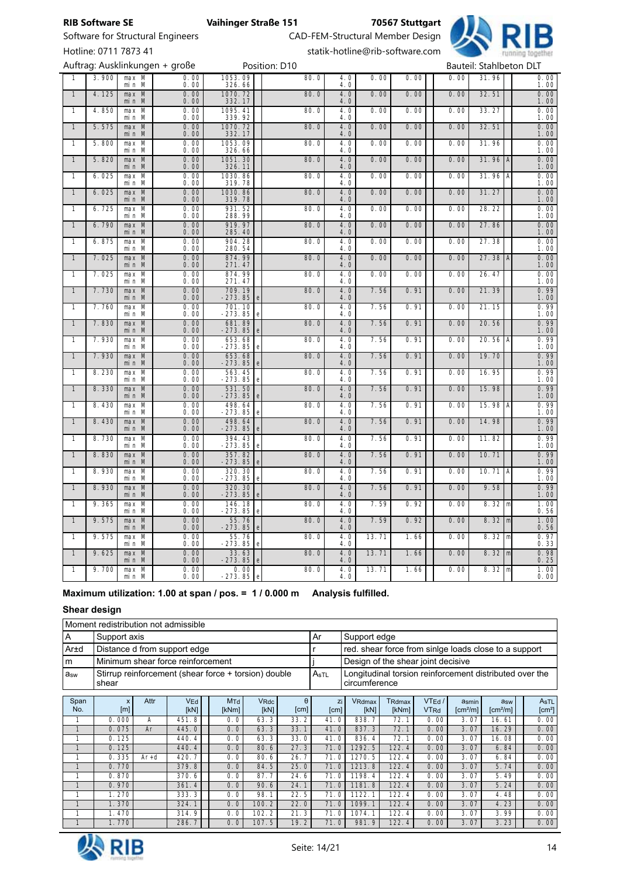| Span | x | | | M | | | | | | | | | |
|---|---|---|---|---|---|---|---|---|---|---|---|---|---|
| 1 | 3.900 | max M | 0.00 | 1053.09 | | 80.0 | 4.0 | 0.00 | 0.00 | 0.00 | 31.96 | | 0.00 |
| | | min M | 0.00 | 326.66 | | | 4.0 | | | | | | 1.00 |
| 1 | 4.125 | max M | 0.00 | 1070.72 | | 80.0 | 4.0 | 0.00 | 0.00 | 0.00 | 32.51 | | 0.00 |
| | | min M | 0.00 | 332.17 | | | 4.0 | | | | | | 1.00 |
| 1 | 4.850 | max M | 0.00 | 1095.41 | | 80.0 | 4.0 | 0.00 | 0.00 | 0.00 | 33.27 | | 0.00 |
| | | min M | 0.00 | 339.92 | | | 4.0 | | | | | | 1.00 |
| 1 | 5.575 | max M | 0.00 | 1070.72 | | 80.0 | 4.0 | 0.00 | 0.00 | 0.00 | 32.51 | | 0.00 |
| | | min M | 0.00 | 332.17 | | | 4.0 | | | | | | 1.00 |
| 1 | 5.800 | max M | 0.00 | 1053.09 | | 80.0 | 4.0 | 0.00 | 0.00 | 0.00 | 31.96 | | 0.00 |
| | | min M | 0.00 | 326.66 | | | 4.0 | | | | | | 1.00 |
| 1 | 5.820 | max M | 0.00 | 1051.30 | | 80.0 | 4.0 | 0.00 | 0.00 | 0.00 | 31.96 | A | 0.00 |
| | | min M | 0.00 | 326.11 | | | 4.0 | | | | | | 1.00 |
| 1 | 6.025 | max M | 0.00 | 1030.86 | | 80.0 | 4.0 | 0.00 | 0.00 | 0.00 | 31.96 | A | 0.00 |
| | | min M | 0.00 | 319.78 | | | 4.0 | | | | | | 1.00 |
| 1 | 6.025 | max M | 0.00 | 1030.86 | | 80.0 | 4.0 | 0.00 | 0.00 | 0.00 | 31.27 | | 0.00 |
| | | min M | 0.00 | 319.78 | | | 4.0 | | | | | | 1.00 |
| 1 | 6.725 | max M | 0.00 | 931.52 | | 80.0 | 4.0 | 0.00 | 0.00 | 0.00 | 28.22 | | 0.00 |
| | | min M | 0.00 | 288.99 | | | 4.0 | | | | | | 1.00 |
| 1 | 6.790 | max M | 0.00 | 919.97 | | 80.0 | 4.0 | 0.00 | 0.00 | 0.00 | 27.86 | | 0.00 |
| | | min M | 0.00 | 285.40 | | | 4.0 | | | | | | 1.00 |
| 1 | 6.875 | max M | 0.00 | 904.28 | | 80.0 | 4.0 | 0.00 | 0.00 | 0.00 | 27.38 | | 0.00 |
| | | min M | 0.00 | 280.54 | | | 4.0 | | | | | | 1.00 |
| 1 | 7.025 | max M | 0.00 | 874.99 | | 80.0 | 4.0 | 0.00 | 0.00 | 0.00 | 27.38 | A | 0.00 |
| | | min M | 0.00 | 271.47 | | | 4.0 | | | | | | 1.00 |
| 1 | 7.025 | max M | 0.00 | 874.99 | | 80.0 | 4.0 | 0.00 | 0.00 | 0.00 | 26.47 | | 0.00 |
| | | min M | 0.00 | 271.47 | | | 4.0 | | | | | | 1.00 |
| 1 | 7.730 | max M | 0.00 | 709.19 | | 80.0 | 4.0 | 7.56 | 0.91 | 0.00 | 21.39 | | 0.99 |
| | | min M | 0.00 | -273.85 | e | | 4.0 | | | | | | 1.00 |
| 1 | 7.760 | max M | 0.00 | 701.10 | | 80.0 | 4.0 | 7.56 | 0.91 | 0.00 | 21.15 | | 0.99 |
| | | min M | 0.00 | -273.85 | e | | 4.0 | | | | | | 1.00 |
| 1 | 7.830 | max M | 0.00 | 681.89 | | 80.0 | 4.0 | 7.56 | 0.91 | 0.00 | 20.56 | | 0.99 |
| | | min M | 0.00 | -273.85 | e | | 4.0 | | | | | | 1.00 |
| 1 | 7.930 | max M | 0.00 | 653.68 | | 80.0 | 4.0 | 7.56 | 0.91 | 0.00 | 20.56 | A | 0.99 |
| | | min M | 0.00 | -273.85 | e | | 4.0 | | | | | | 1.00 |
| 1 | 7.930 | max M | 0.00 | 653.68 | | 80.0 | 4.0 | 7.56 | 0.91 | 0.00 | 19.70 | | 0.99 |
| | | min M | 0.00 | -273.85 | e | | 4.0 | | | | | | 1.00 |
| 1 | 8.230 | max M | 0.00 | 563.45 | | 80.0 | 4.0 | 7.56 | 0.91 | 0.00 | 16.95 | | 0.99 |
| | | min M | 0.00 | -273.85 | e | | 4.0 | | | | | | 1.00 |
| 1 | 8.330 | max M | 0.00 | 531.50 | | 80.0 | 4.0 | 7.56 | 0.91 | 0.00 | 15.98 | | 0.99 |
| | | min M | 0.00 | -273.85 | e | | 4.0 | | | | | | 1.00 |
| 1 | 8.430 | max M | 0.00 | 498.64 | | 80.0 | 4.0 | 7.56 | 0.91 | 0.00 | 15.98 | A | 0.99 |
| | | min M | 0.00 | -273.85 | e | | 4.0 | | | | | | 1.00 |
| 1 | 8.430 | max M | 0.00 | 498.64 | | 80.0 | 4.0 | 7.56 | 0.91 | 0.00 | 14.98 | | 0.99 |
| | | min M | 0.00 | -273.85 | e | | 4.0 | | | | | | 1.00 |
| 1 | 8.730 | max M | 0.00 | 394.43 | | 80.0 | 4.0 | 7.56 | 0.91 | 0.00 | 11.82 | | 0.99 |
| | | min M | 0.00 | -273.85 | e | | 4.0 | | | | | | 1.00 |
| 1 | 8.830 | max M | 0.00 | 357.82 | | 80.0 | 4.0 | 7.56 | 0.91 | 0.00 | 10.71 | | 0.99 |
| | | min M | 0.00 | -273.85 | e | | 4.0 | | | | | | 1.00 |
| 1 | 8.930 | max M | 0.00 | 320.30 | | 80.0 | 4.0 | 7.56 | 0.91 | 0.00 | 10.71 | A | 0.99 |
| | | min M | 0.00 | -273.85 | e | | 4.0 | | | | | | 1.00 |
| 1 | 8.930 | max M | 0.00 | 320.30 | | 80.0 | 4.0 | 7.56 | 0.91 | 0.00 | 9.58 | | 0.99 |
| | | min M | 0.00 | -273.85 | e | | 4.0 | | | | | | 1.00 |
| 1 | 9.365 | max M | 0.00 | 146.18 | | 80.0 | 4.0 | 7.59 | 0.92 | 0.00 | 8.32 | m | 1.00 |
| | | min M | 0.00 | -273.85 | e | | 4.0 | | | | | | 0.56 |
| 1 | 9.575 | max M | 0.00 | 55.76 | | 80.0 | 4.0 | 7.59 | 0.92 | 0.00 | 8.32 | m | 1.00 |
| | | min M | 0.00 | -273.85 | e | | 4.0 | | | | | | 0.56 |
| 1 | 9.575 | max M | 0.00 | 55.76 | | 80.0 | 4.0 | 13.71 | 1.66 | 0.00 | 8.32 | m | 0.97 |
| | | min M | 0.00 | -273.85 | e | | 4.0 | | | | | | 0.33 |
| 1 | 9.625 | max M | 0.00 | 33.63 | | 80.0 | 4.0 | 13.71 | 1.66 | 0.00 | 8.32 | m | 0.98 |
| | | min M | 0.00 | -273.85 | e | | 4.0 | | | | | | 0.25 |
| 1 | 9.700 | max M | 0.00 | 0.00 | | 80.0 | 4.0 | 13.71 | 1.66 | 0.00 | 8.32 | m | 1.00 |
| | | min M | 0.00 | -273.85 | e | | 4.0 | | | | | | 0.00 |

**Maximum utilization: 1.00 at span / pos. = 1 / 0.000 m    Analysis fulfilled.**

**Shear design**

| Moment redistribution not admissible | | | |
|---|---|---|---|
| A | Support axis | Ar | Support edge |
| Ar±d | Distance d from support edge | r | red. shear force from sinlge loads close to a support |
| m | Minimum shear force reinforcement | j | Design of the shear joint decisive |
| $a_{sw}$ | Stirrup reinforcement (shear force + torsion) double shear | $A_{sTL}$ | Longitudinal torsion reinforcement distributed over the circumference |

| Span No. | x [m] | Attr | $V_{Ed}$ [kN] | $M_{Td}$ [kNm] | $V_{Rdc}$ [kN] | θ [cm] | $z_i$ [cm] | $V_{Rdmax}$ [kN] | $T_{Rdmax}$ [kNm] | $VT_{Ed}$ / $VT_{Rd}$ | $a_{smin}$ [cm²/m] | $a_{sw}$ [cm²/m] | $A_{sTL}$ [cm²] |
|---|---|---|---|---|---|---|---|---|---|---|---|---|---|
| 1 | 0.000 | A | 451.8 | 0.0 | 63.3 | 33.2 | 41.0 | 838.7 | 72.1 | 0.00 | 3.07 | 16.61 | 0.00 |
| 1 | 0.075 | Ar | 445.0 | 0.0 | 63.3 | 33.1 | 41.0 | 837.3 | 72.1 | 0.00 | 3.07 | 16.29 | 0.00 |
| 1 | 0.125 | | 440.4 | 0.0 | 63.3 | 33.0 | 41.0 | 836.4 | 72.1 | 0.00 | 3.07 | 16.08 | 0.00 |
| 1 | 0.125 | | 440.4 | 0.0 | 80.6 | 27.3 | 71.0 | 1292.5 | 122.4 | 0.00 | 3.07 | 6.84 | 0.00 |
| 1 | 0.335 | Ar+d | 420.7 | 0.0 | 80.6 | 26.7 | 71.0 | 1270.5 | 122.4 | 0.00 | 3.07 | 6.84 | 0.00 |
| 1 | 0.770 | | 379.8 | 0.0 | 84.5 | 25.0 | 71.0 | 1213.8 | 122.4 | 0.00 | 3.07 | 5.74 | 0.00 |
| 1 | 0.870 | | 370.6 | 0.0 | 87.7 | 24.6 | 71.0 | 1198.4 | 122.4 | 0.00 | 3.07 | 5.49 | 0.00 |
| 1 | 0.970 | | 361.4 | 0.0 | 90.6 | 24.1 | 71.0 | 1181.8 | 122.4 | 0.00 | 3.07 | 5.24 | 0.00 |
| 1 | 1.270 | | 333.3 | 0.0 | 98.1 | 22.5 | 71.0 | 1122.1 | 122.4 | 0.00 | 3.07 | 4.48 | 0.00 |
| 1 | 1.370 | | 324.1 | 0.0 | 100.2 | 22.0 | 71.0 | 1099.1 | 122.4 | 0.00 | 3.07 | 4.23 | 0.00 |
| 1 | 1.470 | | 314.9 | 0.0 | 102.2 | 21.3 | 71.0 | 1074.1 | 122.4 | 0.00 | 3.07 | 3.99 | 0.00 |
| 1 | 1.770 | | 286.7 | 0.0 | 107.5 | 19.2 | 71.0 | 981.9 | 122.4 | 0.00 | 3.07 | 3.23 | 0.00 |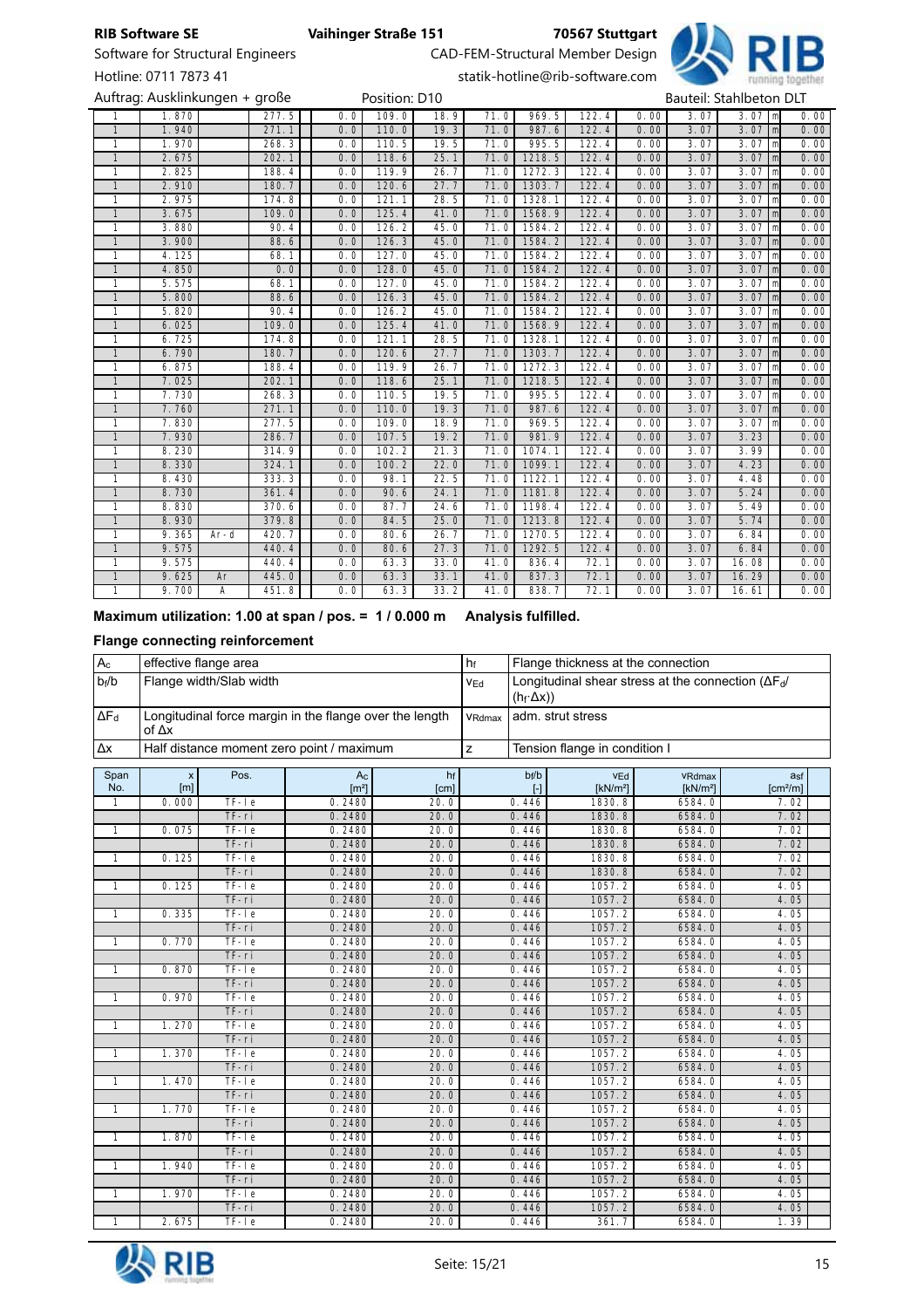| | | | | | | | | | | | | | | |
|---|---|---|---|---|---|---|---|---|---|---|---|---|---|---|
| 1 | 1.870 | | 277.5 | 0.0 | 109.0 | 18.9 | 71.0 | 969.5 | 122.4 | 0.00 | 3.07 | 3.07 | m | 0.00 |
| 1 | 1.940 | | 271.1 | 0.0 | 110.0 | 19.3 | 71.0 | 987.6 | 122.4 | 0.00 | 3.07 | 3.07 | m | 0.00 |
| 1 | 1.970 | | 268.3 | 0.0 | 110.5 | 19.5 | 71.0 | 995.5 | 122.4 | 0.00 | 3.07 | 3.07 | m | 0.00 |
| 1 | 2.675 | | 202.1 | 0.0 | 118.6 | 25.1 | 71.0 | 1218.5 | 122.4 | 0.00 | 3.07 | 3.07 | m | 0.00 |
| 1 | 2.825 | | 188.4 | 0.0 | 119.9 | 26.7 | 71.0 | 1272.3 | 122.4 | 0.00 | 3.07 | 3.07 | m | 0.00 |
| 1 | 2.910 | | 180.7 | 0.0 | 120.6 | 27.7 | 71.0 | 1303.7 | 122.4 | 0.00 | 3.07 | 3.07 | m | 0.00 |
| 1 | 2.975 | | 174.8 | 0.0 | 121.1 | 28.5 | 71.0 | 1328.1 | 122.4 | 0.00 | 3.07 | 3.07 | m | 0.00 |
| 1 | 3.675 | | 109.0 | 0.0 | 125.4 | 41.0 | 71.0 | 1568.9 | 122.4 | 0.00 | 3.07 | 3.07 | m | 0.00 |
| 1 | 3.880 | | 90.4 | 0.0 | 126.2 | 45.0 | 71.0 | 1584.2 | 122.4 | 0.00 | 3.07 | 3.07 | m | 0.00 |
| 1 | 3.900 | | 88.6 | 0.0 | 126.3 | 45.0 | 71.0 | 1584.2 | 122.4 | 0.00 | 3.07 | 3.07 | m | 0.00 |
| 1 | 4.125 | | 68.1 | 0.0 | 127.0 | 45.0 | 71.0 | 1584.2 | 122.4 | 0.00 | 3.07 | 3.07 | m | 0.00 |
| 1 | 4.850 | | 0.0 | 0.0 | 128.0 | 45.0 | 71.0 | 1584.2 | 122.4 | 0.00 | 3.07 | 3.07 | m | 0.00 |
| 1 | 5.575 | | 68.1 | 0.0 | 127.0 | 45.0 | 71.0 | 1584.2 | 122.4 | 0.00 | 3.07 | 3.07 | m | 0.00 |
| 1 | 5.800 | | 88.6 | 0.0 | 126.3 | 45.0 | 71.0 | 1584.2 | 122.4 | 0.00 | 3.07 | 3.07 | m | 0.00 |
| 1 | 5.820 | | 90.4 | 0.0 | 126.2 | 45.0 | 71.0 | 1584.2 | 122.4 | 0.00 | 3.07 | 3.07 | m | 0.00 |
| 1 | 6.025 | | 109.0 | 0.0 | 125.4 | 41.0 | 71.0 | 1568.9 | 122.4 | 0.00 | 3.07 | 3.07 | m | 0.00 |
| 1 | 6.725 | | 174.8 | 0.0 | 121.1 | 28.5 | 71.0 | 1328.1 | 122.4 | 0.00 | 3.07 | 3.07 | m | 0.00 |
| 1 | 6.790 | | 180.7 | 0.0 | 120.6 | 27.7 | 71.0 | 1303.7 | 122.4 | 0.00 | 3.07 | 3.07 | m | 0.00 |
| 1 | 6.875 | | 188.4 | 0.0 | 119.9 | 26.7 | 71.0 | 1272.3 | 122.4 | 0.00 | 3.07 | 3.07 | m | 0.00 |
| 1 | 7.025 | | 202.1 | 0.0 | 118.6 | 25.1 | 71.0 | 1218.5 | 122.4 | 0.00 | 3.07 | 3.07 | m | 0.00 |
| 1 | 7.730 | | 268.3 | 0.0 | 110.5 | 19.5 | 71.0 | 995.5 | 122.4 | 0.00 | 3.07 | 3.07 | m | 0.00 |
| 1 | 7.760 | | 271.1 | 0.0 | 110.0 | 19.3 | 71.0 | 987.6 | 122.4 | 0.00 | 3.07 | 3.07 | m | 0.00 |
| 1 | 7.830 | | 277.5 | 0.0 | 109.0 | 18.9 | 71.0 | 969.5 | 122.4 | 0.00 | 3.07 | 3.07 | m | 0.00 |
| 1 | 7.930 | | 286.7 | 0.0 | 107.5 | 19.2 | 71.0 | 981.9 | 122.4 | 0.00 | 3.07 | 3.23 | | 0.00 |
| 1 | 8.230 | | 314.9 | 0.0 | 102.2 | 21.3 | 71.0 | 1074.1 | 122.4 | 0.00 | 3.07 | 3.99 | | 0.00 |
| 1 | 8.330 | | 324.1 | 0.0 | 100.2 | 22.0 | 71.0 | 1099.1 | 122.4 | 0.00 | 3.07 | 4.23 | | 0.00 |
| 1 | 8.430 | | 333.3 | 0.0 | 98.1 | 22.5 | 71.0 | 1122.1 | 122.4 | 0.00 | 3.07 | 4.48 | | 0.00 |
| 1 | 8.730 | | 361.4 | 0.0 | 90.6 | 24.1 | 71.0 | 1181.8 | 122.4 | 0.00 | 3.07 | 5.24 | | 0.00 |
| 1 | 8.830 | | 370.6 | 0.0 | 87.7 | 24.6 | 71.0 | 1198.4 | 122.4 | 0.00 | 3.07 | 5.49 | | 0.00 |
| 1 | 8.930 | | 379.8 | 0.0 | 84.5 | 25.0 | 71.0 | 1213.8 | 122.4 | 0.00 | 3.07 | 5.74 | | 0.00 |
| 1 | 9.365 | Ar-d | 420.7 | 0.0 | 80.6 | 26.7 | 71.0 | 1270.5 | 122.4 | 0.00 | 3.07 | 6.84 | | 0.00 |
| 1 | 9.575 | | 440.4 | 0.0 | 80.6 | 27.3 | 71.0 | 1292.5 | 122.4 | 0.00 | 3.07 | 6.84 | | 0.00 |
| 1 | 9.575 | | 440.4 | 0.0 | 63.3 | 33.0 | 41.0 | 836.4 | 72.1 | 0.00 | 3.07 | 16.08 | | 0.00 |
| 1 | 9.625 | Ar | 445.0 | 0.0 | 63.3 | 33.1 | 41.0 | 837.3 | 72.1 | 0.00 | 3.07 | 16.29 | | 0.00 |
| 1 | 9.700 | A | 451.8 | 0.0 | 63.3 | 33.2 | 41.0 | 838.7 | 72.1 | 0.00 | 3.07 | 16.61 | | 0.00 |

**Maximum utilization: 1.00 at span / pos. = 1 / 0.000 m Analysis fulfilled.**

### Flange connecting reinforcement

| | | | |
|---|---|---|---|
| $A_c$ | effective flange area | $h_f$ | Flange thickness at the connection |
| $b_f/b$ | Flange width/Slab width | $v_{Ed}$ | Longitudinal shear stress at the connection ($\Delta F_d/(h_f \cdot \Delta x)$) |
| $\Delta F_d$ | Longitudinal force margin in the flange over the length of $\Delta x$ | $v_{Rdmax}$ | adm. strut stress |
| $\Delta x$ | Half distance moment zero point / maximum | z | Tension flange in condition I |

| Span No. | x [m] | Pos. | $A_c$ [m²] | hf [cm] | bf/b [-] | vEd [kN/m²] | vRdmax [kN/m²] | asf [cm²/m] |
|---|---|---|---|---|---|---|---|---|
| 1 | 0.000 | TF-le | 0.2480 | 20.0 | 0.446 | 1830.8 | 6584.0 | 7.02 |
| | | TF-ri | 0.2480 | 20.0 | 0.446 | 1830.8 | 6584.0 | 7.02 |
| 1 | 0.075 | TF-le | 0.2480 | 20.0 | 0.446 | 1830.8 | 6584.0 | 7.02 |
| | | TF-ri | 0.2480 | 20.0 | 0.446 | 1830.8 | 6584.0 | 7.02 |
| 1 | 0.125 | TF-le | 0.2480 | 20.0 | 0.446 | 1830.8 | 6584.0 | 7.02 |
| | | TF-ri | 0.2480 | 20.0 | 0.446 | 1830.8 | 6584.0 | 7.02 |
| 1 | 0.125 | TF-le | 0.2480 | 20.0 | 0.446 | 1057.2 | 6584.0 | 4.05 |
| | | TF-ri | 0.2480 | 20.0 | 0.446 | 1057.2 | 6584.0 | 4.05 |
| 1 | 0.335 | TF-le | 0.2480 | 20.0 | 0.446 | 1057.2 | 6584.0 | 4.05 |
| | | TF-ri | 0.2480 | 20.0 | 0.446 | 1057.2 | 6584.0 | 4.05 |
| 1 | 0.770 | TF-le | 0.2480 | 20.0 | 0.446 | 1057.2 | 6584.0 | 4.05 |
| | | TF-ri | 0.2480 | 20.0 | 0.446 | 1057.2 | 6584.0 | 4.05 |
| 1 | 0.870 | TF-le | 0.2480 | 20.0 | 0.446 | 1057.2 | 6584.0 | 4.05 |
| | | TF-ri | 0.2480 | 20.0 | 0.446 | 1057.2 | 6584.0 | 4.05 |
| 1 | 0.970 | TF-le | 0.2480 | 20.0 | 0.446 | 1057.2 | 6584.0 | 4.05 |
| | | TF-ri | 0.2480 | 20.0 | 0.446 | 1057.2 | 6584.0 | 4.05 |
| 1 | 1.270 | TF-le | 0.2480 | 20.0 | 0.446 | 1057.2 | 6584.0 | 4.05 |
| | | TF-ri | 0.2480 | 20.0 | 0.446 | 1057.2 | 6584.0 | 4.05 |
| 1 | 1.370 | TF-le | 0.2480 | 20.0 | 0.446 | 1057.2 | 6584.0 | 4.05 |
| | | TF-ri | 0.2480 | 20.0 | 0.446 | 1057.2 | 6584.0 | 4.05 |
| 1 | 1.470 | TF-le | 0.2480 | 20.0 | 0.446 | 1057.2 | 6584.0 | 4.05 |
| | | TF-ri | 0.2480 | 20.0 | 0.446 | 1057.2 | 6584.0 | 4.05 |
| 1 | 1.770 | TF-le | 0.2480 | 20.0 | 0.446 | 1057.2 | 6584.0 | 4.05 |
| | | TF-ri | 0.2480 | 20.0 | 0.446 | 1057.2 | 6584.0 | 4.05 |
| 1 | 1.870 | TF-le | 0.2480 | 20.0 | 0.446 | 1057.2 | 6584.0 | 4.05 |
| | | TF-ri | 0.2480 | 20.0 | 0.446 | 1057.2 | 6584.0 | 4.05 |
| 1 | 1.940 | TF-le | 0.2480 | 20.0 | 0.446 | 1057.2 | 6584.0 | 4.05 |
| | | TF-ri | 0.2480 | 20.0 | 0.446 | 1057.2 | 6584.0 | 4.05 |
| 1 | 1.970 | TF-le | 0.2480 | 20.0 | 0.446 | 1057.2 | 6584.0 | 4.05 |
| | | TF-ri | 0.2480 | 20.0 | 0.446 | 1057.2 | 6584.0 | 4.05 |
| 1 | 2.675 | TF-le | 0.2480 | 20.0 | 0.446 | 361.7 | 6584.0 | 1.39 |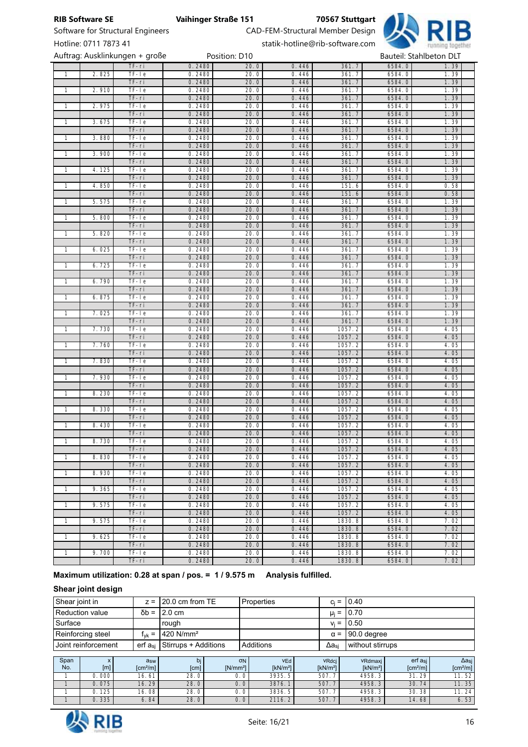| | | | | | | | | |
|---|---|---|---|---|---|---|---|---|
| | | TF-ri | 0.2480 | 20.0 | 0.446 | 361.7 | 6584.0 | 1.39 |
| 1 | 2.825 | TF-le | 0.2480 | 20.0 | 0.446 | 361.7 | 6584.0 | 1.39 |
| | | TF-ri | 0.2480 | 20.0 | 0.446 | 361.7 | 6584.0 | 1.39 |
| 1 | 2.910 | TF-le | 0.2480 | 20.0 | 0.446 | 361.7 | 6584.0 | 1.39 |
| | | TF-ri | 0.2480 | 20.0 | 0.446 | 361.7 | 6584.0 | 1.39 |
| 1 | 2.975 | TF-le | 0.2480 | 20.0 | 0.446 | 361.7 | 6584.0 | 1.39 |
| | | TF-ri | 0.2480 | 20.0 | 0.446 | 361.7 | 6584.0 | 1.39 |
| 1 | 3.675 | TF-le | 0.2480 | 20.0 | 0.446 | 361.7 | 6584.0 | 1.39 |
| | | TF-ri | 0.2480 | 20.0 | 0.446 | 361.7 | 6584.0 | 1.39 |
| 1 | 3.880 | TF-le | 0.2480 | 20.0 | 0.446 | 361.7 | 6584.0 | 1.39 |
| | | TF-ri | 0.2480 | 20.0 | 0.446 | 361.7 | 6584.0 | 1.39 |
| 1 | 3.900 | TF-le | 0.2480 | 20.0 | 0.446 | 361.7 | 6584.0 | 1.39 |
| | | TF-ri | 0.2480 | 20.0 | 0.446 | 361.7 | 6584.0 | 1.39 |
| 1 | 4.125 | TF-le | 0.2480 | 20.0 | 0.446 | 361.7 | 6584.0 | 1.39 |
| | | TF-ri | 0.2480 | 20.0 | 0.446 | 361.7 | 6584.0 | 1.39 |
| 1 | 4.850 | TF-le | 0.2480 | 20.0 | 0.446 | 151.6 | 6584.0 | 0.58 |
| | | TF-ri | 0.2480 | 20.0 | 0.446 | 151.6 | 6584.0 | 0.58 |
| 1 | 5.575 | TF-le | 0.2480 | 20.0 | 0.446 | 361.7 | 6584.0 | 1.39 |
| | | TF-ri | 0.2480 | 20.0 | 0.446 | 361.7 | 6584.0 | 1.39 |
| 1 | 5.800 | TF-le | 0.2480 | 20.0 | 0.446 | 361.7 | 6584.0 | 1.39 |
| | | TF-ri | 0.2480 | 20.0 | 0.446 | 361.7 | 6584.0 | 1.39 |
| 1 | 5.820 | TF-le | 0.2480 | 20.0 | 0.446 | 361.7 | 6584.0 | 1.39 |
| | | TF-ri | 0.2480 | 20.0 | 0.446 | 361.7 | 6584.0 | 1.39 |
| 1 | 6.025 | TF-le | 0.2480 | 20.0 | 0.446 | 361.7 | 6584.0 | 1.39 |
| | | TF-ri | 0.2480 | 20.0 | 0.446 | 361.7 | 6584.0 | 1.39 |
| 1 | 6.725 | TF-le | 0.2480 | 20.0 | 0.446 | 361.7 | 6584.0 | 1.39 |
| | | TF-ri | 0.2480 | 20.0 | 0.446 | 361.7 | 6584.0 | 1.39 |
| 1 | 6.790 | TF-le | 0.2480 | 20.0 | 0.446 | 361.7 | 6584.0 | 1.39 |
| | | TF-ri | 0.2480 | 20.0 | 0.446 | 361.7 | 6584.0 | 1.39 |
| 1 | 6.875 | TF-le | 0.2480 | 20.0 | 0.446 | 361.7 | 6584.0 | 1.39 |
| | | TF-ri | 0.2480 | 20.0 | 0.446 | 361.7 | 6584.0 | 1.39 |
| 1 | 7.025 | TF-le | 0.2480 | 20.0 | 0.446 | 361.7 | 6584.0 | 1.39 |
| | | TF-ri | 0.2480 | 20.0 | 0.446 | 361.7 | 6584.0 | 1.39 |
| 1 | 7.730 | TF-le | 0.2480 | 20.0 | 0.446 | 1057.2 | 6584.0 | 4.05 |
| | | TF-ri | 0.2480 | 20.0 | 0.446 | 1057.2 | 6584.0 | 4.05 |
| 1 | 7.760 | TF-le | 0.2480 | 20.0 | 0.446 | 1057.2 | 6584.0 | 4.05 |
| | | TF-ri | 0.2480 | 20.0 | 0.446 | 1057.2 | 6584.0 | 4.05 |
| 1 | 7.830 | TF-le | 0.2480 | 20.0 | 0.446 | 1057.2 | 6584.0 | 4.05 |
| | | TF-ri | 0.2480 | 20.0 | 0.446 | 1057.2 | 6584.0 | 4.05 |
| 1 | 7.930 | TF-le | 0.2480 | 20.0 | 0.446 | 1057.2 | 6584.0 | 4.05 |
| | | TF-ri | 0.2480 | 20.0 | 0.446 | 1057.2 | 6584.0 | 4.05 |
| 1 | 8.230 | TF-le | 0.2480 | 20.0 | 0.446 | 1057.2 | 6584.0 | 4.05 |
| | | TF-ri | 0.2480 | 20.0 | 0.446 | 1057.2 | 6584.0 | 4.05 |
| 1 | 8.330 | TF-le | 0.2480 | 20.0 | 0.446 | 1057.2 | 6584.0 | 4.05 |
| | | TF-ri | 0.2480 | 20.0 | 0.446 | 1057.2 | 6584.0 | 4.05 |
| 1 | 8.430 | TF-le | 0.2480 | 20.0 | 0.446 | 1057.2 | 6584.0 | 4.05 |
| | | TF-ri | 0.2480 | 20.0 | 0.446 | 1057.2 | 6584.0 | 4.05 |
| 1 | 8.730 | TF-le | 0.2480 | 20.0 | 0.446 | 1057.2 | 6584.0 | 4.05 |
| | | TF-ri | 0.2480 | 20.0 | 0.446 | 1057.2 | 6584.0 | 4.05 |
| 1 | 8.830 | TF-le | 0.2480 | 20.0 | 0.446 | 1057.2 | 6584.0 | 4.05 |
| | | TF-ri | 0.2480 | 20.0 | 0.446 | 1057.2 | 6584.0 | 4.05 |
| 1 | 8.930 | TF-le | 0.2480 | 20.0 | 0.446 | 1057.2 | 6584.0 | 4.05 |
| | | TF-ri | 0.2480 | 20.0 | 0.446 | 1057.2 | 6584.0 | 4.05 |
| 1 | 9.365 | TF-le | 0.2480 | 20.0 | 0.446 | 1057.2 | 6584.0 | 4.05 |
| | | TF-ri | 0.2480 | 20.0 | 0.446 | 1057.2 | 6584.0 | 4.05 |
| 1 | 9.575 | TF-le | 0.2480 | 20.0 | 0.446 | 1057.2 | 6584.0 | 4.05 |
| | | TF-ri | 0.2480 | 20.0 | 0.446 | 1057.2 | 6584.0 | 4.05 |
| 1 | 9.575 | TF-le | 0.2480 | 20.0 | 0.446 | 1830.8 | 6584.0 | 7.02 |
| | | TF-ri | 0.2480 | 20.0 | 0.446 | 1830.8 | 6584.0 | 7.02 |
| 1 | 9.625 | TF-le | 0.2480 | 20.0 | 0.446 | 1830.8 | 6584.0 | 7.02 |
| | | TF-ri | 0.2480 | 20.0 | 0.446 | 1830.8 | 6584.0 | 7.02 |
| 1 | 9.700 | TF-le | 0.2480 | 20.0 | 0.446 | 1830.8 | 6584.0 | 7.02 |
| | | TF-ri | 0.2480 | 20.0 | 0.446 | 1830.8 | 6584.0 | 7.02 |

**Maximum utilization: 0.28 at span / pos. = 1 / 9.575 m   Analysis fulfilled.**

**Shear joint design**

| | | | | | |
|---|---|---|---|---|---|
| Shear joint in | $z =$ | 20.0 cm from TE | Properties | $c_j =$ | 0.40 |
| Reduction value | $\delta b =$ | 2.0 cm | | $\mu_j =$ | 0.70 |
| Surface | | rough | | $v_j =$ | 0.50 |
| Reinforcing steel | $f_{yk} =$ | 420 N/mm² | | $\alpha =$ | 90.0 degree |
| Joint reinforcement | erf $a_{sj}$ | Stirrups + Additions | Additions | $\Delta a_{sj}$ | without stirrups |

| Span No. | x [m] | $a_{sw}$ [cm²/m] | $b_j$ [cm] | $\sigma_N$ [N/mm²] | $v_{Ed}$ [kN/m²] | $v_{Rdcj}$ [kN/m²] | $v_{Rdmaxj}$ [kN/m²] | erf $a_{sj}$ [cm²/m] | $\Delta a_{sj}$ [cm²/m] |
|---|---|---|---|---|---|---|---|---|---|
| 1 | 0.000 | 16.61 | 28.0 | 0.0 | 3935.5 | 507.7 | 4958.3 | 31.29 | 11.52 |
| 1 | 0.075 | 16.29 | 28.0 | 0.0 | 3876.1 | 507.7 | 4958.3 | 30.74 | 11.35 |
| 1 | 0.125 | 16.08 | 28.0 | 0.0 | 3836.5 | 507.7 | 4958.3 | 30.38 | 11.24 |
| 1 | 0.335 | 6.84 | 28.0 | 0.0 | 2116.2 | 507.7 | 4958.3 | 14.68 | 6.53 |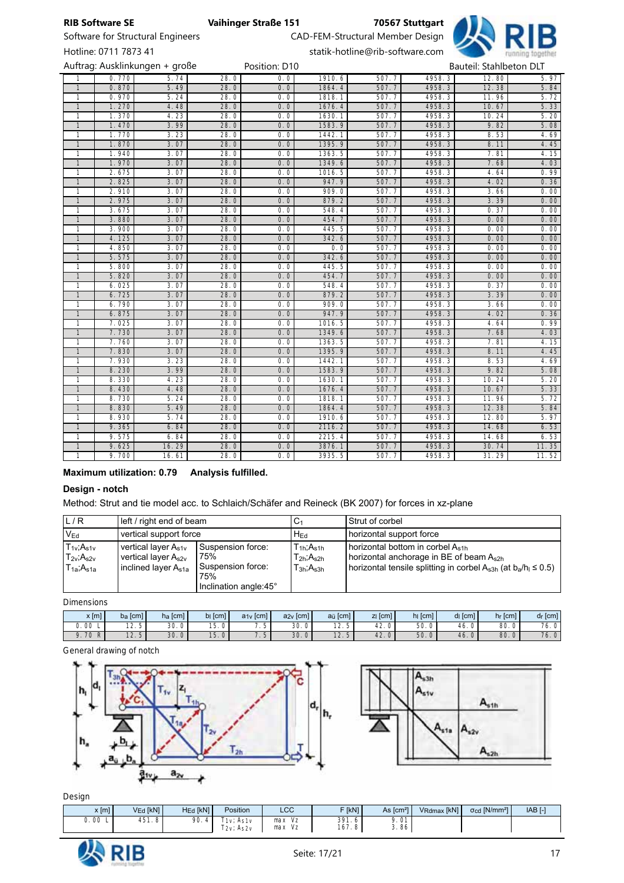| | | | | | | | | | |
|---|---|---|---|---|---|---|---|---|---|
| 1 | 0.770 | 5.74 | 28.0 | 0.0 | 1910.6 | 507.7 | 4958.3 | 12.80 | 5.97 |
| 1 | 0.870 | 5.49 | 28.0 | 0.0 | 1864.4 | 507.7 | 4958.3 | 12.38 | 5.84 |
| 1 | 0.970 | 5.24 | 28.0 | 0.0 | 1818.1 | 507.7 | 4958.3 | 11.96 | 5.72 |
| 1 | 1.270 | 4.48 | 28.0 | 0.0 | 1676.4 | 507.7 | 4958.3 | 10.67 | 5.33 |
| 1 | 1.370 | 4.23 | 28.0 | 0.0 | 1630.1 | 507.7 | 4958.3 | 10.24 | 5.20 |
| 1 | 1.470 | 3.99 | 28.0 | 0.0 | 1583.9 | 507.7 | 4958.3 | 9.82 | 5.08 |
| 1 | 1.770 | 3.23 | 28.0 | 0.0 | 1442.1 | 507.7 | 4958.3 | 8.53 | 4.69 |
| 1 | 1.870 | 3.07 | 28.0 | 0.0 | 1395.9 | 507.7 | 4958.3 | 8.11 | 4.45 |
| 1 | 1.940 | 3.07 | 28.0 | 0.0 | 1363.5 | 507.7 | 4958.3 | 7.81 | 4.15 |
| 1 | 1.970 | 3.07 | 28.0 | 0.0 | 1349.6 | 507.7 | 4958.3 | 7.68 | 4.03 |
| 1 | 2.675 | 3.07 | 28.0 | 0.0 | 1016.5 | 507.7 | 4958.3 | 4.64 | 0.99 |
| 1 | 2.825 | 3.07 | 28.0 | 0.0 | 947.9 | 507.7 | 4958.3 | 4.02 | 0.36 |
| 1 | 2.910 | 3.07 | 28.0 | 0.0 | 909.0 | 507.7 | 4958.3 | 3.66 | 0.00 |
| 1 | 2.975 | 3.07 | 28.0 | 0.0 | 879.2 | 507.7 | 4958.3 | 3.39 | 0.00 |
| 1 | 3.675 | 3.07 | 28.0 | 0.0 | 548.4 | 507.7 | 4958.3 | 0.37 | 0.00 |
| 1 | 3.880 | 3.07 | 28.0 | 0.0 | 454.7 | 507.7 | 4958.3 | 0.00 | 0.00 |
| 1 | 3.900 | 3.07 | 28.0 | 0.0 | 445.5 | 507.7 | 4958.3 | 0.00 | 0.00 |
| 1 | 4.125 | 3.07 | 28.0 | 0.0 | 342.6 | 507.7 | 4958.3 | 0.00 | 0.00 |
| 1 | 4.850 | 3.07 | 28.0 | 0.0 | 0.0 | 507.7 | 4958.3 | 0.00 | 0.00 |
| 1 | 5.575 | 3.07 | 28.0 | 0.0 | 342.6 | 507.7 | 4958.3 | 0.00 | 0.00 |
| 1 | 5.800 | 3.07 | 28.0 | 0.0 | 445.5 | 507.7 | 4958.3 | 0.00 | 0.00 |
| 1 | 5.820 | 3.07 | 28.0 | 0.0 | 454.7 | 507.7 | 4958.3 | 0.00 | 0.00 |
| 1 | 6.025 | 3.07 | 28.0 | 0.0 | 548.4 | 507.7 | 4958.3 | 0.37 | 0.00 |
| 1 | 6.725 | 3.07 | 28.0 | 0.0 | 879.2 | 507.7 | 4958.3 | 3.39 | 0.00 |
| 1 | 6.790 | 3.07 | 28.0 | 0.0 | 909.0 | 507.7 | 4958.3 | 3.66 | 0.00 |
| 1 | 6.875 | 3.07 | 28.0 | 0.0 | 947.9 | 507.7 | 4958.3 | 4.02 | 0.36 |
| 1 | 7.025 | 3.07 | 28.0 | 0.0 | 1016.5 | 507.7 | 4958.3 | 4.64 | 0.99 |
| 1 | 7.730 | 3.07 | 28.0 | 0.0 | 1349.6 | 507.7 | 4958.3 | 7.68 | 4.03 |
| 1 | 7.760 | 3.07 | 28.0 | 0.0 | 1363.5 | 507.7 | 4958.3 | 7.81 | 4.15 |
| 1 | 7.830 | 3.07 | 28.0 | 0.0 | 1395.9 | 507.7 | 4958.3 | 8.11 | 4.45 |
| 1 | 7.930 | 3.23 | 28.0 | 0.0 | 1442.1 | 507.7 | 4958.3 | 8.53 | 4.69 |
| 1 | 8.230 | 3.99 | 28.0 | 0.0 | 1583.9 | 507.7 | 4958.3 | 9.82 | 5.08 |
| 1 | 8.330 | 4.23 | 28.0 | 0.0 | 1630.1 | 507.7 | 4958.3 | 10.24 | 5.20 |
| 1 | 8.430 | 4.48 | 28.0 | 0.0 | 1676.4 | 507.7 | 4958.3 | 10.67 | 5.33 |
| 1 | 8.730 | 5.24 | 28.0 | 0.0 | 1818.1 | 507.7 | 4958.3 | 11.96 | 5.72 |
| 1 | 8.830 | 5.49 | 28.0 | 0.0 | 1864.4 | 507.7 | 4958.3 | 12.38 | 5.84 |
| 1 | 8.930 | 5.74 | 28.0 | 0.0 | 1910.6 | 507.7 | 4958.3 | 12.80 | 5.97 |
| 1 | 9.365 | 6.84 | 28.0 | 0.0 | 2116.2 | 507.7 | 4958.3 | 14.68 | 6.53 |
| 1 | 9.575 | 6.84 | 28.0 | 0.0 | 2215.4 | 507.7 | 4958.3 | 14.68 | 6.53 |
| 1 | 9.625 | 16.29 | 28.0 | 0.0 | 3876.1 | 507.7 | 4958.3 | 30.74 | 11.35 |
| 1 | 9.700 | 16.61 | 28.0 | 0.0 | 3935.5 | 507.7 | 4958.3 | 31.29 | 11.52 |

**Maximum utilization: 0.79 Analysis fulfilled.**

**Design - notch**

Method: Strut and tie model acc. to Schlaich/Schäfer and Reineck (BK 2007) for forces in xz-plane

| | | | | |
|---|---|---|---|---|
| L / R | left / right end of beam | | $C_1$ | Strut of corbel |
| $V_{Ed}$ | vertical support force | | $H_{Ed}$ | horizontal support force |
| $T_{1v};A_{s1v}$<br>$T_{2v};A_{s2v}$<br>$T_{1a};A_{s1a}$ | vertical layer $A_{s1v}$<br>vertical layer $A_{s2v}$<br>inclined layer $A_{s1a}$ | Suspension force: 75%<br>Suspension force: 75%<br>Inclination angle:45° | $T_{1h};A_{s1h}$<br>$T_{2h};A_{s2h}$<br>$T_{3h};A_{s3h}$ | horizontal bottom in corbel $A_{s1h}$<br>horizontal anchorage in BE of beam $A_{s2h}$<br>horizontal tensile splitting in corbel $A_{s3h}$ (at $b_a/h_l \le 0.5$) |

Dimensions

| x [m] | $b_a$ [cm] | $h_a$ [cm] | $b_l$ [cm] | $a_{1v}$ [cm] | $a_{2v}$ [cm] | $a_ü$ [cm] | $z_l$ [cm] | $h_l$ [cm] | $d_l$ [cm] | $h_r$ [cm] | $d_r$ [cm] |
|---|---|---|---|---|---|---|---|---|---|---|---|
| 0.00 L | 12.5 | 30.0 | 15.0 | 7.5 | 30.0 | 12.5 | 42.0 | 50.0 | 46.0 | 80.0 | 76.0 |
| 9.70 R | 12.5 | 30.0 | 15.0 | 7.5 | 30.0 | 12.5 | 42.0 | 50.0 | 46.0 | 80.0 | 76.0 |

General drawing of notch

Design

| x [m] | $V_{Ed}$ [kN] | $H_{Ed}$ [kN] | Position | LCC | F [kN] | As [cm²] | $V_{Rdmax}$ [kN] | $\sigma_{cd}$ [N/mm²] | IAB [-] |
|---|---|---|---|---|---|---|---|---|---|
| 0.00 L | 451.8 | 90.4 | $T_{1v};A_{s1v}$<br>$T_{2v};A_{s2v}$ | max Vz<br>max Vz | 391.6<br>167.8 | 9.01<br>3.86 | | | |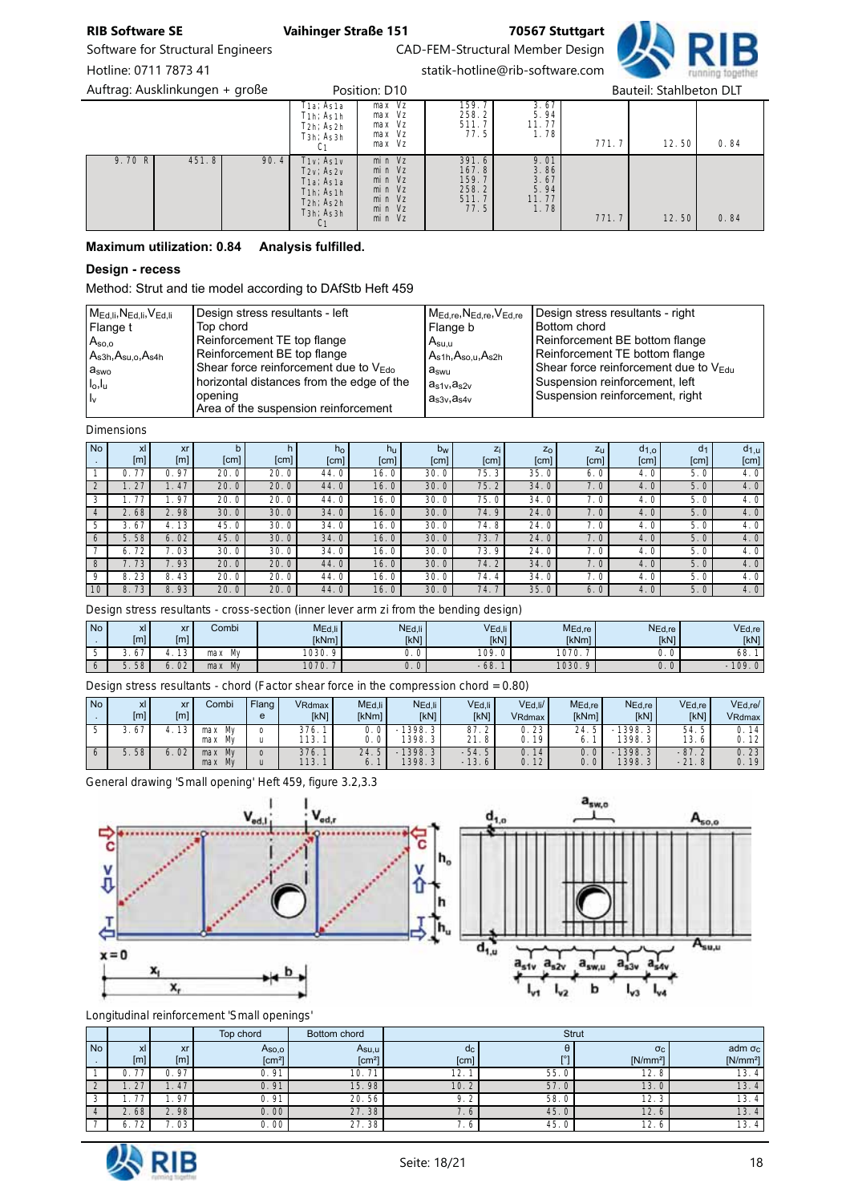|  |  |  | T1a; As1a<br>T1h; As1h<br>T2h; As2h<br>T3h; As3h<br>C1 | max Vz<br>max Vz<br>max Vz<br>max Vz<br>max Vz | 159.7<br>258.2<br>511.7<br>77.5 | 3.67<br>5.94<br>11.77<br>1.78 | 771.7 | 12.50 | 0.84 |
|---|---|---|---|---|---|---|---|---|---|
| 9.70 R | 451.8 | 90.4 | T1v; As1v<br>T2v; As2v<br>T1a; As1a<br>T1h; As1h<br>T2h; As2h<br>T3h; As3h<br>C1 | min Vz<br>min Vz<br>min Vz<br>min Vz<br>min Vz<br>min Vz | 391.6<br>167.8<br>159.7<br>258.2<br>511.7<br>77.5 | 9.01<br>3.86<br>3.67<br>5.94<br>11.77<br>1.78 | 771.7 | 12.50 | 0.84 |

**Maximum utilization: 0.84 Analysis fulfilled.**

**Design - recess**

Method: Strut and tie model according to DAfStb Heft 459

| | | | |
|---|---|---|---|
| $M_{Ed,li}$, $N_{Ed,li}$, $V_{Ed,li}$ | Design stress resultants - left | $M_{Ed,re}$, $N_{Ed,re}$, $V_{Ed,re}$ | Design stress resultants - right |
| Flange t | Top chord | Flange b | Bottom chord |
| $A_{so,o}$ | Reinforcement TE top flange | $A_{su,u}$ | Reinforcement BE bottom flange |
| $A_{s3h}$, $A_{su,o}$, $A_{s4h}$ | Reinforcement BE top flange | $A_{s1h}$, $A_{so,u}$, $A_{s2h}$ | Reinforcement TE bottom flange |
| $a_{swo}$ | Shear force reinforcement due to $V_{Edo}$ | $a_{swu}$ | Shear force reinforcement due to $V_{Edu}$ |
| $l_o$, $l_u$ | horizontal distances from the edge of the opening | $a_{s1v}$, $a_{s2v}$ | Suspension reinforcement, left |
| $l_v$ | Area of the suspension reinforcement | $a_{s3v}$, $a_{s4v}$ | Suspension reinforcement, right |

Dimensions

| No . | xl [m] | xr [m] | b [cm] | h [cm] | $h_o$ [cm] | $h_u$ [cm] | $b_w$ [cm] | $z_i$ [cm] | $z_o$ [cm] | $z_u$ [cm] | $d_{1,o}$ [cm] | $d_1$ [cm] | $d_{1,u}$ [cm] |
|---|---|---|---|---|---|---|---|---|---|---|---|---|---|
| 1 | 0.77 | 0.97 | 20.0 | 20.0 | 44.0 | 16.0 | 30.0 | 75.3 | 35.0 | 6.0 | 4.0 | 5.0 | 4.0 |
| 2 | 1.27 | 1.47 | 20.0 | 20.0 | 44.0 | 16.0 | 30.0 | 75.2 | 34.0 | 7.0 | 4.0 | 5.0 | 4.0 |
| 3 | 1.77 | 1.97 | 20.0 | 20.0 | 44.0 | 16.0 | 30.0 | 75.0 | 34.0 | 7.0 | 4.0 | 5.0 | 4.0 |
| 4 | 2.68 | 2.98 | 30.0 | 30.0 | 34.0 | 16.0 | 30.0 | 74.9 | 24.0 | 7.0 | 4.0 | 5.0 | 4.0 |
| 5 | 3.67 | 4.13 | 45.0 | 30.0 | 34.0 | 16.0 | 30.0 | 74.8 | 24.0 | 7.0 | 4.0 | 5.0 | 4.0 |
| 6 | 5.58 | 6.02 | 45.0 | 30.0 | 34.0 | 16.0 | 30.0 | 73.7 | 24.0 | 7.0 | 4.0 | 5.0 | 4.0 |
| 7 | 6.72 | 7.03 | 30.0 | 30.0 | 34.0 | 16.0 | 30.0 | 73.9 | 24.0 | 7.0 | 4.0 | 5.0 | 4.0 |
| 8 | 7.73 | 7.93 | 20.0 | 20.0 | 44.0 | 16.0 | 30.0 | 74.2 | 34.0 | 7.0 | 4.0 | 5.0 | 4.0 |
| 9 | 8.23 | 8.43 | 20.0 | 20.0 | 44.0 | 16.0 | 30.0 | 74.4 | 34.0 | 7.0 | 4.0 | 5.0 | 4.0 |
| 10 | 8.73 | 8.93 | 20.0 | 20.0 | 44.0 | 16.0 | 30.0 | 74.7 | 35.0 | 6.0 | 4.0 | 5.0 | 4.0 |

Design stress resultants - cross-section (inner lever arm zi from the bending design)

| No . | xl [m] | xr [m] | Combi | $M_{Ed,li}$ [kNm] | $N_{Ed,li}$ [kN] | $V_{Ed,li}$ [kN] | $M_{Ed,re}$ [kNm] | $N_{Ed,re}$ [kN] | $V_{Ed,re}$ [kN] |
|---|---|---|---|---|---|---|---|---|---|
| 5 | 3.67 | 4.13 | max My | 1030.9 | 0.0 | 109.0 | 1070.7 | 0.0 | 68.1 |
| 6 | 5.58 | 6.02 | max My | 1070.7 | 0.0 | -68.1 | 1030.9 | 0.0 | -109.0 |

Design stress resultants - chord (Factor shear force in the compression chord = 0.80)

| No . | xl [m] | xr [m] | Combi | Flange | $V_{Rdmax}$ [kN] | $M_{Ed,li}$ [kNm] | $N_{Ed,li}$ [kN] | $V_{Ed,li}$ [kN] | $V_{Ed,li}$/ $V_{Rdmax}$ | $M_{Ed,re}$ [kNm] | $N_{Ed,re}$ [kN] | $V_{Ed,re}$ [kN] | $V_{Ed,re}$/ $V_{Rdmax}$ |
|---|---|---|---|---|---|---|---|---|---|---|---|---|---|
| 5 | 3.67 | 4.13 | max My<br>max My | o<br>u | 376.1<br>113.1 | 0.0<br>0.0 | -1398.3<br>1398.3 | 87.2<br>21.8 | 0.23<br>0.19 | 24.5<br>6.1 | -1398.3<br>1398.3 | 54.5<br>13.6 | 0.14<br>0.12 |
| 6 | 5.58 | 6.02 | max My<br>max My | o<br>u | 376.1<br>113.1 | 24.5<br>6.1 | -1398.3<br>1398.3 | -54.5<br>-13.6 | 0.14<br>0.12 | 0.0<br>0.0 | -1398.3<br>1398.3 | -87.2<br>-21.8 | 0.23<br>0.19 |

General drawing 'Small opening' Heft 459, figure 3.2,3.3

Longitudinal reinforcement 'Small openings'

| | | | Top chord | Bottom chord | Strut | | | |
|---|---|---|---|---|---|---|---|---|
| No . | xl [m] | xr [m] | $A_{so,o}$ [cm²] | $A_{su,u}$ [cm²] | dc [cm] | θ [°] | $\sigma_c$ [N/mm²] | adm $\sigma_c$ [N/mm²] |
| 1 | 0.77 | 0.97 | 0.91 | 10.71 | 12.1 | 55.0 | 12.8 | 13.4 |
| 2 | 1.27 | 1.47 | 0.91 | 15.98 | 10.2 | 57.0 | 13.0 | 13.4 |
| 3 | 1.77 | 1.97 | 0.91 | 20.56 | 9.2 | 58.0 | 12.3 | 13.4 |
| 4 | 2.68 | 2.98 | 0.00 | 27.38 | 7.6 | 45.0 | 12.6 | 13.4 |
| 7 | 6.72 | 7.03 | 0.00 | 27.38 | 7.6 | 45.0 | 12.6 | 13.4 |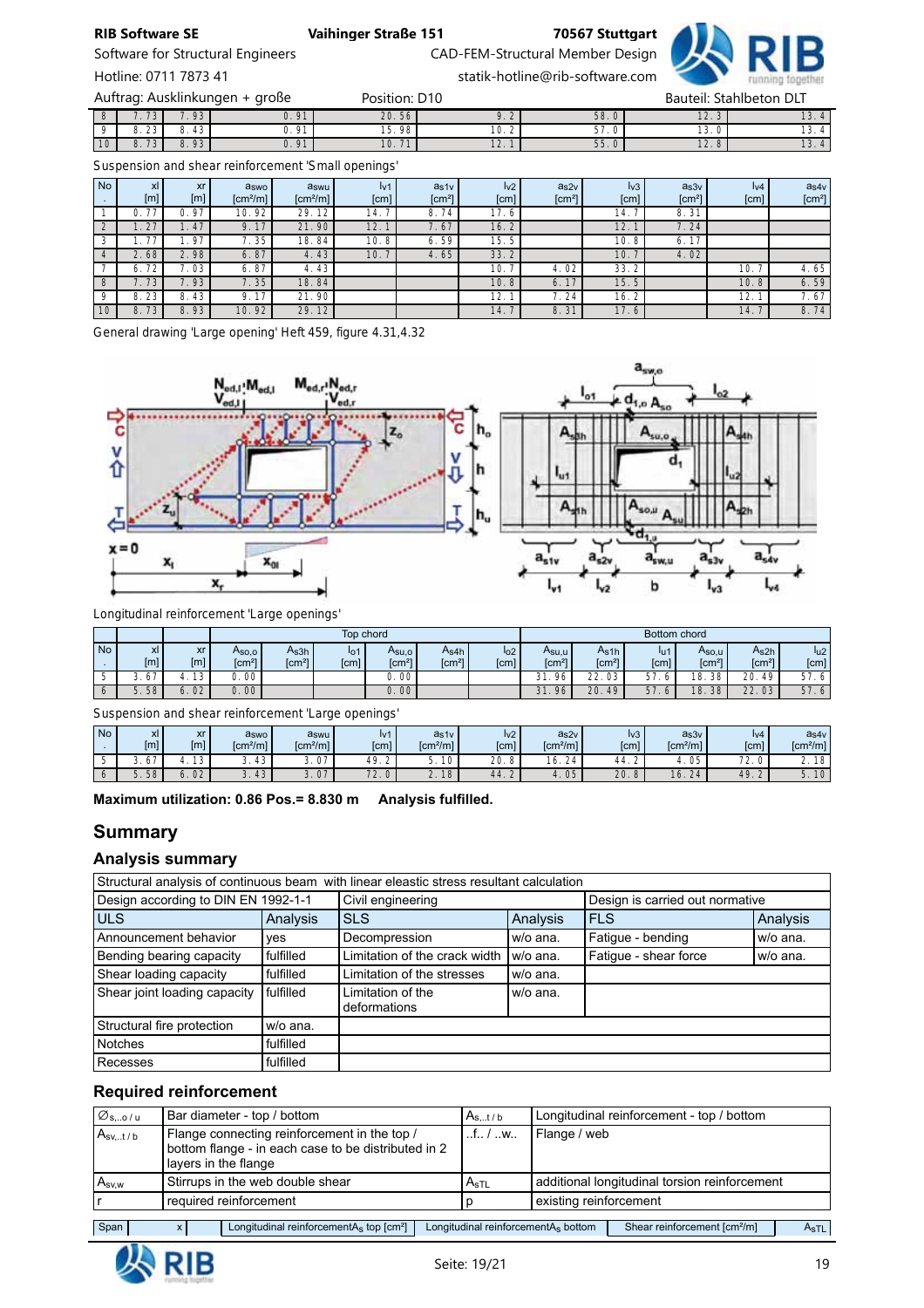| 8 | 7.73 | 7.93 | 0.91 | 20.56 | 9.2 | 58.0 | 12.3 | 13.4 |
|---|---|---|---|---|---|---|---|---|
| 9 | 8.23 | 8.43 | 0.91 | 15.98 | 10.2 | 57.0 | 13.0 | 13.4 |
| 10 | 8.73 | 8.93 | 0.91 | 10.71 | 12.1 | 55.0 | 12.8 | 13.4 |

Suspension and shear reinforcement 'Small openings'

| No. | xl [m] | xr [m] | aswo [cm²/m] | aswu [cm²/m] | lv1 [cm] | as1v [cm²] | lv2 [cm] | as2v [cm²] | lv3 [cm] | as3v [cm²] | lv4 [cm] | as4v [cm²] |
|---|---|---|---|---|---|---|---|---|---|---|---|---|
| 1 | 0.77 | 0.97 | 10.92 | 29.12 | 14.7 | 8.74 | 17.6 | | 14.7 | 8.31 | | |
| 2 | 1.27 | 1.47 | 9.17 | 21.90 | 12.1 | 7.67 | 16.2 | | 12.1 | 7.24 | | |
| 3 | 1.77 | 1.97 | 7.35 | 18.84 | 10.8 | 6.59 | 15.5 | | 10.8 | 6.17 | | |
| 4 | 2.68 | 2.98 | 6.87 | 4.43 | 10.7 | 4.65 | 33.2 | | 10.7 | 4.02 | | |
| 7 | 6.72 | 7.03 | 6.87 | 4.43 | | | 10.7 | 4.02 | 33.2 | | 10.7 | 4.65 |
| 8 | 7.73 | 7.93 | 7.35 | 18.84 | | | 10.8 | 6.17 | 15.5 | | 10.8 | 6.59 |
| 9 | 8.23 | 8.43 | 9.17 | 21.90 | | | 12.1 | 7.24 | 16.2 | | 12.1 | 7.67 |
| 10 | 8.73 | 8.93 | 10.92 | 29.12 | | | 14.7 | 8.31 | 17.6 | | 14.7 | 8.74 |

General drawing 'Large opening' Heft 459, figure 4.31,4.32

Longitudinal reinforcement 'Large openings'

| | | | Top chord | | | | | | Bottom chord | | | | | |
|---|---|---|---|---|---|---|---|---|---|---|---|---|---|---|
| No. | xl [m] | xr [m] | Aso,o [cm²] | As3h [cm²] | lo1 [cm] | Asu,o [cm²] | As4h [cm²] | lo2 [cm] | Asu,u [cm²] | As1h [cm²] | lu1 [cm] | Aso,u [cm²] | As2h [cm²] | lu2 [cm] |
| 5 | 3.67 | 4.13 | 0.00 | | | 0.00 | | | 31.96 | 22.03 | 57.6 | 18.38 | 20.49 | 57.6 |
| 6 | 5.58 | 6.02 | 0.00 | | | 0.00 | | | 31.96 | 20.49 | 57.6 | 18.38 | 22.03 | 57.6 |

Suspension and shear reinforcement 'Large openings'

| No. | xl [m] | xr [m] | aswo [cm²/m] | aswu [cm²/m] | lv1 [cm] | as1v [cm²/m] | lv2 [cm] | as2v [cm²/m] | lv3 [cm] | as3v [cm²/m] | lv4 [cm] | as4v [cm²/m] |
|---|---|---|---|---|---|---|---|---|---|---|---|---|
| 5 | 3.67 | 4.13 | 3.43 | 3.07 | 49.2 | 5.10 | 20.8 | 16.24 | 44.2 | 4.05 | 72.0 | 2.18 |
| 6 | 5.58 | 6.02 | 3.43 | 3.07 | 72.0 | 2.18 | 44.2 | 4.05 | 20.8 | 16.24 | 49.2 | 5.10 |

**Maximum utilization: 0.86 Pos.= 8.830 m    Analysis fulfilled.**

## Summary

### Analysis summary

| Structural analysis of continuous beam with linear eleastic stress resultant calculation | | | | | |
|---|---|---|---|---|---|
| Design according to DIN EN 1992-1-1 | | Civil engineering | | Design is carried out normative | |
| ULS | Analysis | SLS | Analysis | FLS | Analysis |
| Announcement behavior | yes | Decompression | w/o ana. | Fatigue - bending | w/o ana. |
| Bending bearing capacity | fulfilled | Limitation of the crack width | w/o ana. | Fatigue - shear force | w/o ana. |
| Shear loading capacity | fulfilled | Limitation of the stresses | w/o ana. | | |
| Shear joint loading capacity | fulfilled | Limitation of the deformations | w/o ana. | | |
| Structural fire protection | w/o ana. | | | | |
| Notches | fulfilled | | | | |
| Recesses | fulfilled | | | | |

### Required reinforcement

| $\varnothing_{s,..o/u}$ | Bar diameter - top / bottom | $A_{s,..t/b}$ | Longitudinal reinforcement - top / bottom |
|---|---|---|---|
| $A_{sv,..t/b}$ | Flange connecting reinforcement in the top / bottom flange - in each case to be distributed in 2 layers in the flange | ..f.. / ..w.. | Flange / web |
| $A_{sv,w}$ | Stirrups in the web double shear | $A_{sTL}$ | additional longitudinal torsion reinforcement |
| r | required reinforcement | p | existing reinforcement |

| Span | x | Longitudinal reinforcement $A_s$ top [cm²] | Longitudinal reinforcement $A_s$ bottom | Shear reinforcement [cm²/m] | $A_{sTL}$ |
|---|---|---|---|---|---|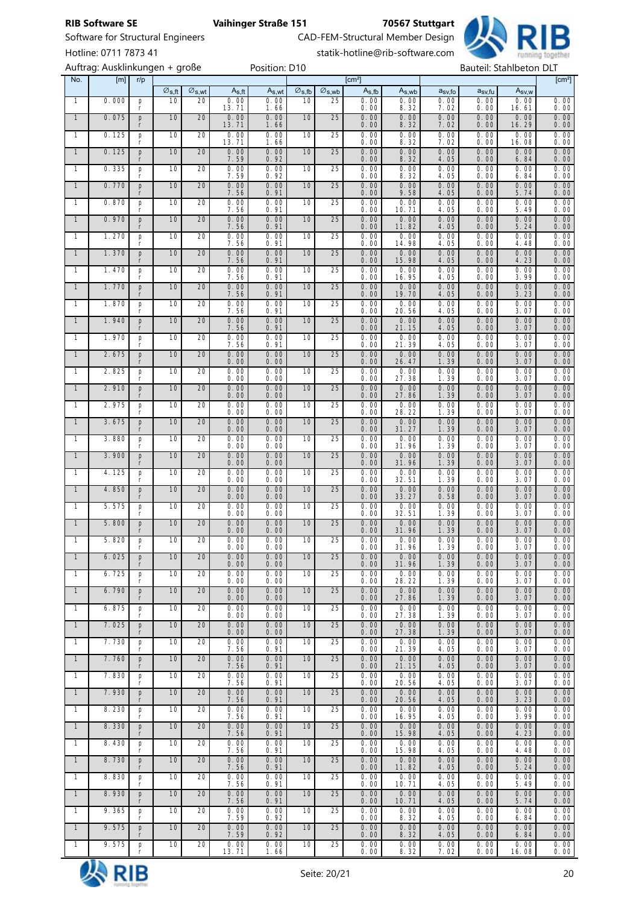Auftrag: Ausklinkungen + große | Position: D10 | Bauteil: Stahlbeton DLT

| No. | [m] | r/p | $\varnothing_{s,ft}$ | $\varnothing_{s,wt}$ | $A_{s,ft}$ | $A_{s,wt}$ | $\varnothing_{s,fb}$ | $\varnothing_{s,wb}$ | $A_{s,fb}$ [cm²] | $A_{s,wb}$ | $a_{sv,fo}$ | $a_{sv,fu}$ | $A_{sv,w}$ | [cm²] |
|---|---|---|---|---|---|---|---|---|---|---|---|---|---|---|
| 1 | 0.000 | p<br>r | 10 | 20 | 0.00<br>13.71 | 0.00<br>1.66 | 10 | 25 | 0.00<br>0.00 | 0.00<br>8.32 | 0.00<br>7.02 | 0.00<br>0.00 | 0.00<br>16.61 | 0.00<br>0.00 |
| 1 | 0.075 | p<br>r | 10 | 20 | 0.00<br>13.71 | 0.00<br>1.66 | 10 | 25 | 0.00<br>0.00 | 0.00<br>8.32 | 0.00<br>7.02 | 0.00<br>0.00 | 0.00<br>16.29 | 0.00<br>0.00 |
| 1 | 0.125 | p<br>r | 10 | 20 | 0.00<br>13.71 | 0.00<br>1.66 | 10 | 25 | 0.00<br>0.00 | 0.00<br>8.32 | 0.00<br>7.02 | 0.00<br>0.00 | 0.00<br>16.08 | 0.00<br>0.00 |
| 1 | 0.125 | p<br>r | 10 | 20 | 0.00<br>7.59 | 0.00<br>0.92 | 10 | 25 | 0.00<br>0.00 | 0.00<br>8.32 | 0.00<br>4.05 | 0.00<br>0.00 | 0.00<br>6.84 | 0.00<br>0.00 |
| 1 | 0.335 | p<br>r | 10 | 20 | 0.00<br>7.59 | 0.00<br>0.92 | 10 | 25 | 0.00<br>0.00 | 0.00<br>8.32 | 0.00<br>4.05 | 0.00<br>0.00 | 0.00<br>6.84 | 0.00<br>0.00 |
| 1 | 0.770 | p<br>r | 10 | 20 | 0.00<br>7.56 | 0.00<br>0.91 | 10 | 25 | 0.00<br>0.00 | 0.00<br>9.58 | 0.00<br>4.05 | 0.00<br>0.00 | 0.00<br>5.74 | 0.00<br>0.00 |
| 1 | 0.870 | p<br>r | 10 | 20 | 0.00<br>7.56 | 0.00<br>0.91 | 10 | 25 | 0.00<br>0.00 | 0.00<br>10.71 | 0.00<br>4.05 | 0.00<br>0.00 | 0.00<br>5.49 | 0.00<br>0.00 |
| 1 | 0.970 | p<br>r | 10 | 20 | 0.00<br>7.56 | 0.00<br>0.91 | 10 | 25 | 0.00<br>0.00 | 0.00<br>11.82 | 0.00<br>4.05 | 0.00<br>0.00 | 0.00<br>5.24 | 0.00<br>0.00 |
| 1 | 1.270 | p<br>r | 10 | 20 | 0.00<br>7.56 | 0.00<br>0.91 | 10 | 25 | 0.00<br>0.00 | 0.00<br>14.98 | 0.00<br>4.05 | 0.00<br>0.00 | 0.00<br>4.48 | 0.00<br>0.00 |
| 1 | 1.370 | p<br>r | 10 | 20 | 0.00<br>7.56 | 0.00<br>0.91 | 10 | 25 | 0.00<br>0.00 | 0.00<br>15.98 | 0.00<br>4.05 | 0.00<br>0.00 | 0.00<br>4.23 | 0.00<br>0.00 |
| 1 | 1.470 | p<br>r | 10 | 20 | 0.00<br>7.56 | 0.00<br>0.91 | 10 | 25 | 0.00<br>0.00 | 0.00<br>16.95 | 0.00<br>4.05 | 0.00<br>0.00 | 0.00<br>3.99 | 0.00<br>0.00 |
| 1 | 1.770 | p<br>r | 10 | 20 | 0.00<br>7.56 | 0.00<br>0.91 | 10 | 25 | 0.00<br>0.00 | 0.00<br>19.70 | 0.00<br>4.05 | 0.00<br>0.00 | 0.00<br>3.23 | 0.00<br>0.00 |
| 1 | 1.870 | p<br>r | 10 | 20 | 0.00<br>7.56 | 0.00<br>0.91 | 10 | 25 | 0.00<br>0.00 | 0.00<br>20.56 | 0.00<br>4.05 | 0.00<br>0.00 | 0.00<br>3.07 | 0.00<br>0.00 |
| 1 | 1.940 | p<br>r | 10 | 20 | 0.00<br>7.56 | 0.00<br>0.91 | 10 | 25 | 0.00<br>0.00 | 0.00<br>21.15 | 0.00<br>4.05 | 0.00<br>0.00 | 0.00<br>3.07 | 0.00<br>0.00 |
| 1 | 1.970 | p<br>r | 10 | 20 | 0.00<br>7.56 | 0.00<br>0.91 | 10 | 25 | 0.00<br>0.00 | 0.00<br>21.39 | 0.00<br>4.05 | 0.00<br>0.00 | 0.00<br>3.07 | 0.00<br>0.00 |
| 1 | 2.675 | p<br>r | 10 | 20 | 0.00<br>0.00 | 0.00<br>0.00 | 10 | 25 | 0.00<br>0.00 | 0.00<br>26.47 | 0.00<br>1.39 | 0.00<br>0.00 | 0.00<br>3.07 | 0.00<br>0.00 |
| 1 | 2.825 | p<br>r | 10 | 20 | 0.00<br>0.00 | 0.00<br>0.00 | 10 | 25 | 0.00<br>0.00 | 0.00<br>27.38 | 0.00<br>1.39 | 0.00<br>0.00 | 0.00<br>3.07 | 0.00<br>0.00 |
| 1 | 2.910 | p<br>r | 10 | 20 | 0.00<br>0.00 | 0.00<br>0.00 | 10 | 25 | 0.00<br>0.00 | 0.00<br>27.86 | 0.00<br>1.39 | 0.00<br>0.00 | 0.00<br>3.07 | 0.00<br>0.00 |
| 1 | 2.975 | p<br>r | 10 | 20 | 0.00<br>0.00 | 0.00<br>0.00 | 10 | 25 | 0.00<br>0.00 | 0.00<br>28.22 | 0.00<br>1.39 | 0.00<br>0.00 | 0.00<br>3.07 | 0.00<br>0.00 |
| 1 | 3.675 | p<br>r | 10 | 20 | 0.00<br>0.00 | 0.00<br>0.00 | 10 | 25 | 0.00<br>0.00 | 0.00<br>31.27 | 0.00<br>1.39 | 0.00<br>0.00 | 0.00<br>3.07 | 0.00<br>0.00 |
| 1 | 3.880 | p<br>r | 10 | 20 | 0.00<br>0.00 | 0.00<br>0.00 | 10 | 25 | 0.00<br>0.00 | 0.00<br>31.96 | 0.00<br>1.39 | 0.00<br>0.00 | 0.00<br>3.07 | 0.00<br>0.00 |
| 1 | 3.900 | p<br>r | 10 | 20 | 0.00<br>0.00 | 0.00<br>0.00 | 10 | 25 | 0.00<br>0.00 | 0.00<br>31.96 | 0.00<br>1.39 | 0.00<br>0.00 | 0.00<br>3.07 | 0.00<br>0.00 |
| 1 | 4.125 | p<br>r | 10 | 20 | 0.00<br>0.00 | 0.00<br>0.00 | 10 | 25 | 0.00<br>0.00 | 0.00<br>32.51 | 0.00<br>1.39 | 0.00<br>0.00 | 0.00<br>3.07 | 0.00<br>0.00 |
| 1 | 4.850 | p<br>r | 10 | 20 | 0.00<br>0.00 | 0.00<br>0.00 | 10 | 25 | 0.00<br>0.00 | 0.00<br>33.27 | 0.00<br>0.58 | 0.00<br>0.00 | 0.00<br>3.07 | 0.00<br>0.00 |
| 1 | 5.575 | p<br>r | 10 | 20 | 0.00<br>0.00 | 0.00<br>0.00 | 10 | 25 | 0.00<br>0.00 | 0.00<br>32.51 | 0.00<br>1.39 | 0.00<br>0.00 | 0.00<br>3.07 | 0.00<br>0.00 |
| 1 | 5.800 | p<br>r | 10 | 20 | 0.00<br>0.00 | 0.00<br>0.00 | 10 | 25 | 0.00<br>0.00 | 0.00<br>31.96 | 0.00<br>1.39 | 0.00<br>0.00 | 0.00<br>3.07 | 0.00<br>0.00 |
| 1 | 5.820 | p<br>r | 10 | 20 | 0.00<br>0.00 | 0.00<br>0.00 | 10 | 25 | 0.00<br>0.00 | 0.00<br>31.96 | 0.00<br>1.39 | 0.00<br>0.00 | 0.00<br>3.07 | 0.00<br>0.00 |
| 1 | 6.025 | p<br>r | 10 | 20 | 0.00<br>0.00 | 0.00<br>0.00 | 10 | 25 | 0.00<br>0.00 | 0.00<br>31.96 | 0.00<br>1.39 | 0.00<br>0.00 | 0.00<br>3.07 | 0.00<br>0.00 |
| 1 | 6.725 | p<br>r | 10 | 20 | 0.00<br>0.00 | 0.00<br>0.00 | 10 | 25 | 0.00<br>0.00 | 0.00<br>28.22 | 0.00<br>1.39 | 0.00<br>0.00 | 0.00<br>3.07 | 0.00<br>0.00 |
| 1 | 6.790 | p<br>r | 10 | 20 | 0.00<br>0.00 | 0.00<br>0.00 | 10 | 25 | 0.00<br>0.00 | 0.00<br>27.86 | 0.00<br>1.39 | 0.00<br>0.00 | 0.00<br>3.07 | 0.00<br>0.00 |
| 1 | 6.875 | p<br>r | 10 | 20 | 0.00<br>0.00 | 0.00<br>0.00 | 10 | 25 | 0.00<br>0.00 | 0.00<br>27.38 | 0.00<br>1.39 | 0.00<br>0.00 | 0.00<br>3.07 | 0.00<br>0.00 |
| 1 | 7.025 | p<br>r | 10 | 20 | 0.00<br>0.00 | 0.00<br>0.00 | 10 | 25 | 0.00<br>0.00 | 0.00<br>27.38 | 0.00<br>1.39 | 0.00<br>0.00 | 0.00<br>3.07 | 0.00<br>0.00 |
| 1 | 7.730 | p<br>r | 10 | 20 | 0.00<br>7.56 | 0.00<br>0.91 | 10 | 25 | 0.00<br>0.00 | 0.00<br>21.39 | 0.00<br>4.05 | 0.00<br>0.00 | 0.00<br>3.07 | 0.00<br>0.00 |
| 1 | 7.760 | p<br>r | 10 | 20 | 0.00<br>7.56 | 0.00<br>0.91 | 10 | 25 | 0.00<br>0.00 | 0.00<br>21.15 | 0.00<br>4.05 | 0.00<br>0.00 | 0.00<br>3.07 | 0.00<br>0.00 |
| 1 | 7.830 | p<br>r | 10 | 20 | 0.00<br>7.56 | 0.00<br>0.91 | 10 | 25 | 0.00<br>0.00 | 0.00<br>20.56 | 0.00<br>4.05 | 0.00<br>0.00 | 0.00<br>3.07 | 0.00<br>0.00 |
| 1 | 7.930 | p<br>r | 10 | 20 | 0.00<br>7.56 | 0.00<br>0.91 | 10 | 25 | 0.00<br>0.00 | 0.00<br>20.56 | 0.00<br>4.05 | 0.00<br>0.00 | 0.00<br>3.23 | 0.00<br>0.00 |
| 1 | 8.230 | p<br>r | 10 | 20 | 0.00<br>7.56 | 0.00<br>0.91 | 10 | 25 | 0.00<br>0.00 | 0.00<br>16.95 | 0.00<br>4.05 | 0.00<br>0.00 | 0.00<br>3.99 | 0.00<br>0.00 |
| 1 | 8.330 | p<br>r | 10 | 20 | 0.00<br>7.56 | 0.00<br>0.91 | 10 | 25 | 0.00<br>0.00 | 0.00<br>15.98 | 0.00<br>4.05 | 0.00<br>0.00 | 0.00<br>4.23 | 0.00<br>0.00 |
| 1 | 8.430 | p<br>r | 10 | 20 | 0.00<br>7.56 | 0.00<br>0.91 | 10 | 25 | 0.00<br>0.00 | 0.00<br>15.98 | 0.00<br>4.05 | 0.00<br>0.00 | 0.00<br>4.48 | 0.00<br>0.00 |
| 1 | 8.730 | p<br>r | 10 | 20 | 0.00<br>7.56 | 0.00<br>0.91 | 10 | 25 | 0.00<br>0.00 | 0.00<br>11.82 | 0.00<br>4.05 | 0.00<br>0.00 | 0.00<br>5.24 | 0.00<br>0.00 |
| 1 | 8.830 | p<br>r | 10 | 20 | 0.00<br>7.56 | 0.00<br>0.91 | 10 | 25 | 0.00<br>0.00 | 0.00<br>10.71 | 0.00<br>4.05 | 0.00<br>0.00 | 0.00<br>5.49 | 0.00<br>0.00 |
| 1 | 8.930 | p<br>r | 10 | 20 | 0.00<br>7.56 | 0.00<br>0.91 | 10 | 25 | 0.00<br>0.00 | 0.00<br>10.71 | 0.00<br>4.05 | 0.00<br>0.00 | 0.00<br>5.74 | 0.00<br>0.00 |
| 1 | 9.365 | p<br>r | 10 | 20 | 0.00<br>7.59 | 0.00<br>0.92 | 10 | 25 | 0.00<br>0.00 | 0.00<br>8.32 | 0.00<br>4.05 | 0.00<br>0.00 | 0.00<br>6.84 | 0.00<br>0.00 |
| 1 | 9.575 | p<br>r | 10 | 20 | 0.00<br>7.59 | 0.00<br>0.92 | 10 | 25 | 0.00<br>0.00 | 0.00<br>8.32 | 0.00<br>4.05 | 0.00<br>0.00 | 0.00<br>6.84 | 0.00<br>0.00 |
| 1 | 9.575 | p<br>r | 10 | 20 | 0.00<br>13.71 | 0.00<br>1.66 | 10 | 25 | 0.00<br>0.00 | 0.00<br>8.32 | 0.00<br>7.02 | 0.00<br>0.00 | 0.00<br>16.08 | 0.00<br>0.00 |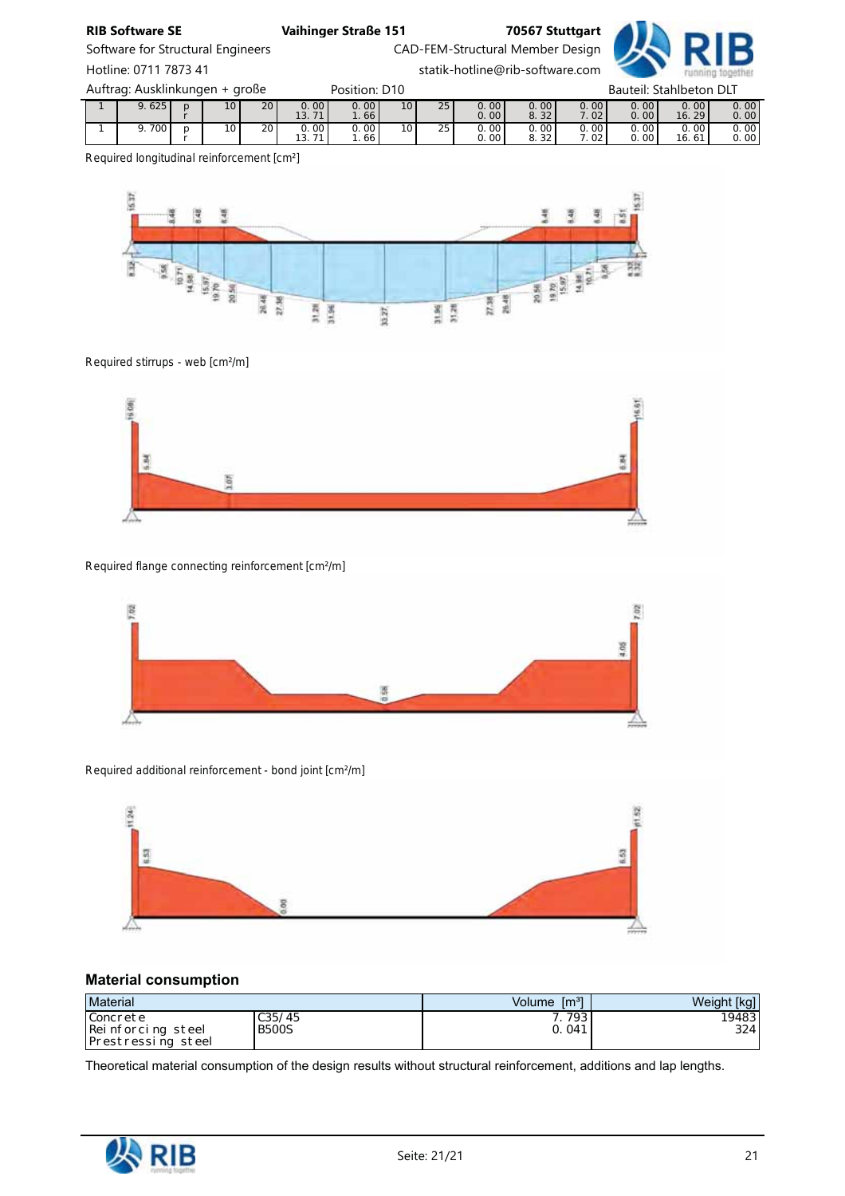Auftrag: Ausklinkungen + große    Position: D10    Bauteil: Stahlbeton DLT

| | | | | | | | | | | | | | | |
|---|---|---|---|---|---|---|---|---|---|---|---|---|---|---|
| 1 | 9.625 | p<br>r | 10 | 20 | 0.00<br>13.71 | 0.00<br>1.66 | 10 | 25 | 0.00<br>0.00 | 0.00<br>8.32 | 0.00<br>7.02 | 0.00<br>0.00 | 0.00<br>16.29 | 0.00<br>0.00 |
| 1 | 9.700 | p<br>r | 10 | 20 | 0.00<br>13.71 | 0.00<br>1.66 | 10 | 25 | 0.00<br>0.00 | 0.00<br>8.32 | 0.00<br>7.02 | 0.00<br>0.00 | 0.00<br>16.61 | 0.00<br>0.00 |

Required longitudinal reinforcement [cm²]

15.37
8.48
8.48
8.48
8.48
8.48
8.48
8.51
15.37
8.32
9.56
10.71
14.98
15.97
19.70
20.56
26.48
27.38
31.28
31.96
33.27
31.96
31.28
27.38
26.48
20.56
19.70
15.97
14.98
10.71
9.56
8.32
8.32

Required stirrups - web [cm²/m]

16.08
6.84
3.07
6.84
16.61

Required flange connecting reinforcement [cm²/m]

7.02
0.58
4.05
7.02

Required additional reinforcement - bond joint [cm²/m]

11.24
6.53
0.00
6.53
11.52

## Material consumption

| Material | | Volume [m³] | Weight [kg] |
|---|---|---|---|
| Concrete | C35/45 | 7.793 | 19483 |
| Reinforcing steel | B500S | 0.041 | 324 |
| Prestressing steel | | | |

Theoretical material consumption of the design results without structural reinforcement, additions and lap lengths.